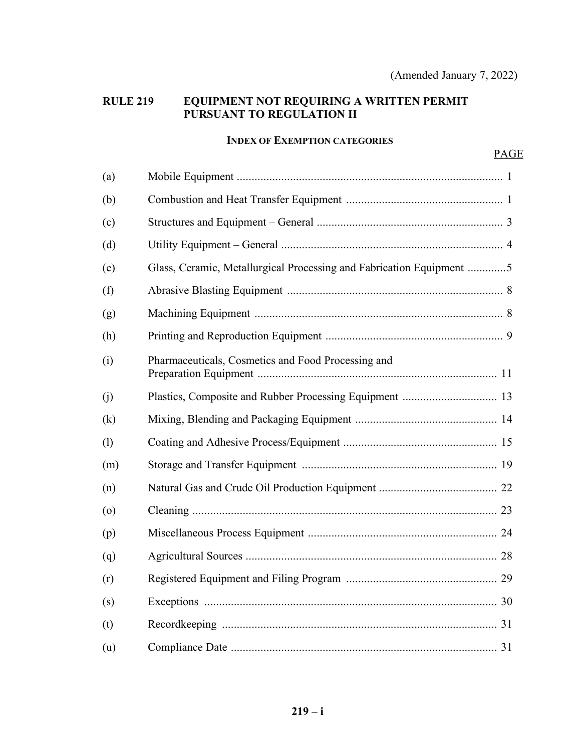(Amended January 7, 2022)

# RULE 219 EQUIPMENT NOT REQUIRING A WRITTEN PERMIT PURSUANT TO REGULATION II

## INDEX OF EXEMPTION CATEGORIES

| | | PAGE |
|---|---|---|
| (a) | Mobile Equipment | 1 |
| (b) | Combustion and Heat Transfer Equipment | 1 |
| (c) | Structures and Equipment – General | 3 |
| (d) | Utility Equipment – General | 4 |
| (e) | Glass, Ceramic, Metallurgical Processing and Fabrication Equipment | 5 |
| (f) | Abrasive Blasting Equipment | 8 |
| (g) | Machining Equipment | 8 |
| (h) | Printing and Reproduction Equipment | 9 |
| (i) | Pharmaceuticals, Cosmetics and Food Processing and Preparation Equipment | 11 |
| (j) | Plastics, Composite and Rubber Processing Equipment | 13 |
| (k) | Mixing, Blending and Packaging Equipment | 14 |
| (l) | Coating and Adhesive Process/Equipment | 15 |
| (m) | Storage and Transfer Equipment | 19 |
| (n) | Natural Gas and Crude Oil Production Equipment | 22 |
| (o) | Cleaning | 23 |
| (p) | Miscellaneous Process Equipment | 24 |
| (q) | Agricultural Sources | 28 |
| (r) | Registered Equipment and Filing Program | 29 |
| (s) | Exceptions | 30 |
| (t) | Recordkeeping | 31 |
| (u) | Compliance Date | 31 |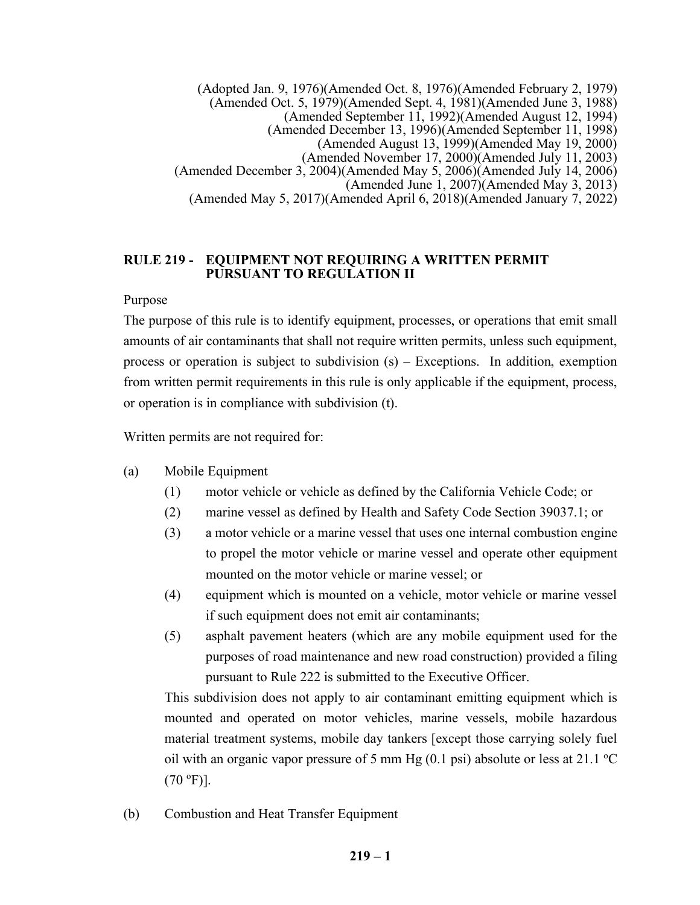(Adopted Jan. 9, 1976)(Amended Oct. 8, 1976)(Amended February 2, 1979)
(Amended Oct. 5, 1979)(Amended Sept. 4, 1981)(Amended June 3, 1988)
(Amended September 11, 1992)(Amended August 12, 1994)
(Amended December 13, 1996)(Amended September 11, 1998)
(Amended August 13, 1999)(Amended May 19, 2000)
(Amended November 17, 2000)(Amended July 11, 2003)
(Amended December 3, 2004)(Amended May 5, 2006)(Amended July 14, 2006)
(Amended June 1, 2007)(Amended May 3, 2013)
(Amended May 5, 2017)(Amended April 6, 2018)(Amended January 7, 2022)

## RULE 219 - EQUIPMENT NOT REQUIRING A WRITTEN PERMIT PURSUANT TO REGULATION II

Purpose

The purpose of this rule is to identify equipment, processes, or operations that emit small amounts of air contaminants that shall not require written permits, unless such equipment, process or operation is subject to subdivision (s) – Exceptions. In addition, exemption from written permit requirements in this rule is only applicable if the equipment, process, or operation is in compliance with subdivision (t).

Written permits are not required for:

(a) Mobile Equipment

- (1) motor vehicle or vehicle as defined by the California Vehicle Code; or
- (2) marine vessel as defined by Health and Safety Code Section 39037.1; or
- (3) a motor vehicle or a marine vessel that uses one internal combustion engine to propel the motor vehicle or marine vessel and operate other equipment mounted on the motor vehicle or marine vessel; or
- (4) equipment which is mounted on a vehicle, motor vehicle or marine vessel if such equipment does not emit air contaminants;
- (5) asphalt pavement heaters (which are any mobile equipment used for the purposes of road maintenance and new road construction) provided a filing pursuant to Rule 222 is submitted to the Executive Officer.

This subdivision does not apply to air contaminant emitting equipment which is mounted and operated on motor vehicles, marine vessels, mobile hazardous material treatment systems, mobile day tankers [except those carrying solely fuel oil with an organic vapor pressure of 5 mm Hg (0.1 psi) absolute or less at 21.1 ºC (70 ºF)].

(b) Combustion and Heat Transfer Equipment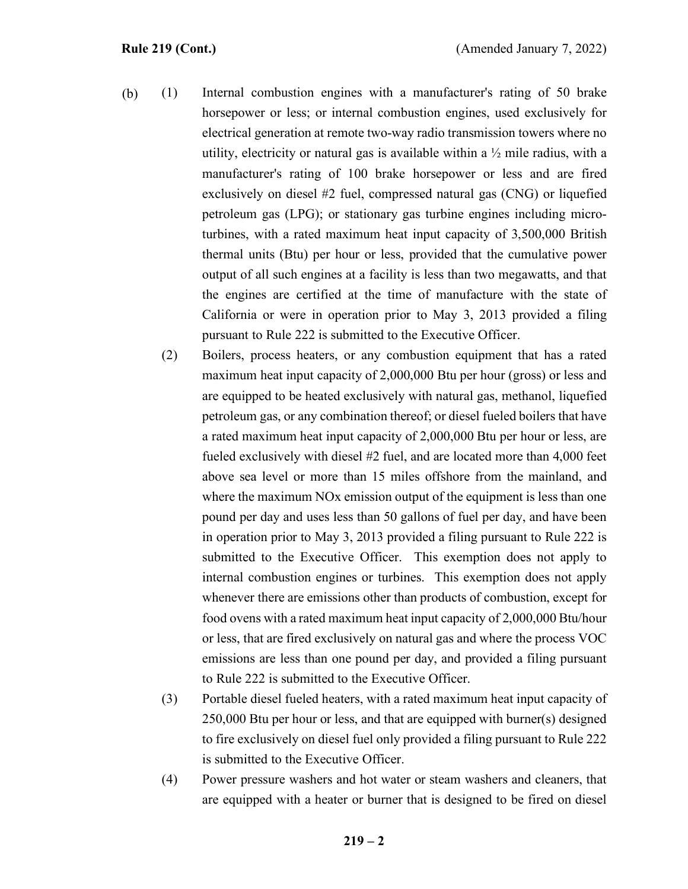(b) (1) Internal combustion engines with a manufacturer's rating of 50 brake horsepower or less; or internal combustion engines, used exclusively for electrical generation at remote two-way radio transmission towers where no utility, electricity or natural gas is available within a ½ mile radius, with a manufacturer's rating of 100 brake horsepower or less and are fired exclusively on diesel #2 fuel, compressed natural gas (CNG) or liquefied petroleum gas (LPG); or stationary gas turbine engines including micro-turbines, with a rated maximum heat input capacity of 3,500,000 British thermal units (Btu) per hour or less, provided that the cumulative power output of all such engines at a facility is less than two megawatts, and that the engines are certified at the time of manufacture with the state of California or were in operation prior to May 3, 2013 provided a filing pursuant to Rule 222 is submitted to the Executive Officer.

(2) Boilers, process heaters, or any combustion equipment that has a rated maximum heat input capacity of 2,000,000 Btu per hour (gross) or less and are equipped to be heated exclusively with natural gas, methanol, liquefied petroleum gas, or any combination thereof; or diesel fueled boilers that have a rated maximum heat input capacity of 2,000,000 Btu per hour or less, are fueled exclusively with diesel #2 fuel, and are located more than 4,000 feet above sea level or more than 15 miles offshore from the mainland, and where the maximum NOx emission output of the equipment is less than one pound per day and uses less than 50 gallons of fuel per day, and have been in operation prior to May 3, 2013 provided a filing pursuant to Rule 222 is submitted to the Executive Officer. This exemption does not apply to internal combustion engines or turbines. This exemption does not apply whenever there are emissions other than products of combustion, except for food ovens with a rated maximum heat input capacity of 2,000,000 Btu/hour or less, that are fired exclusively on natural gas and where the process VOC emissions are less than one pound per day, and provided a filing pursuant to Rule 222 is submitted to the Executive Officer.

(3) Portable diesel fueled heaters, with a rated maximum heat input capacity of 250,000 Btu per hour or less, and that are equipped with burner(s) designed to fire exclusively on diesel fuel only provided a filing pursuant to Rule 222 is submitted to the Executive Officer.

(4) Power pressure washers and hot water or steam washers and cleaners, that are equipped with a heater or burner that is designed to be fired on diesel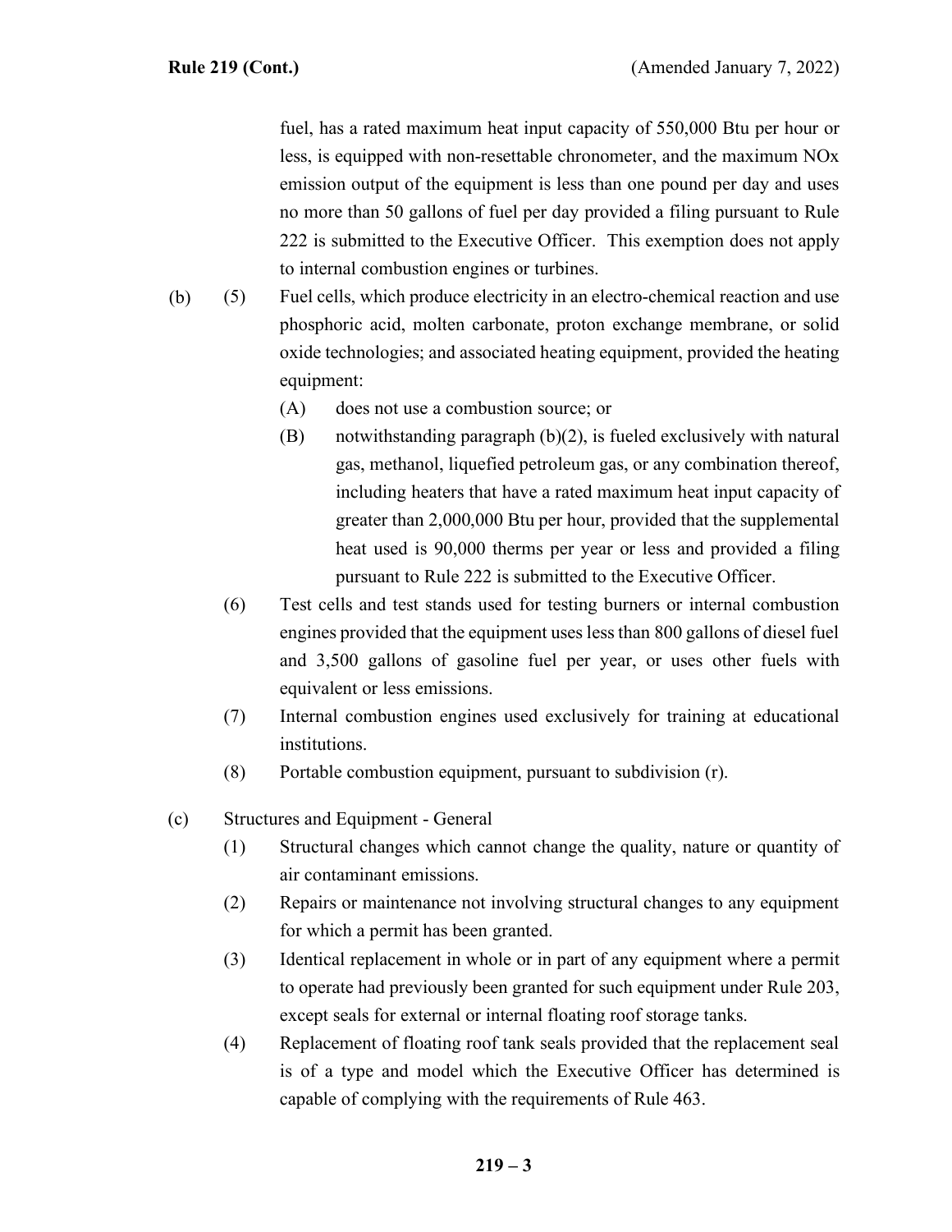fuel, has a rated maximum heat input capacity of 550,000 Btu per hour or less, is equipped with non-resettable chronometer, and the maximum NOx emission output of the equipment is less than one pound per day and uses no more than 50 gallons of fuel per day provided a filing pursuant to Rule 222 is submitted to the Executive Officer. This exemption does not apply to internal combustion engines or turbines.

(b) (5) Fuel cells, which produce electricity in an electro-chemical reaction and use phosphoric acid, molten carbonate, proton exchange membrane, or solid oxide technologies; and associated heating equipment, provided the heating equipment:

- (A) does not use a combustion source; or
- (B) notwithstanding paragraph (b)(2), is fueled exclusively with natural gas, methanol, liquefied petroleum gas, or any combination thereof, including heaters that have a rated maximum heat input capacity of greater than 2,000,000 Btu per hour, provided that the supplemental heat used is 90,000 therms per year or less and provided a filing pursuant to Rule 222 is submitted to the Executive Officer.

(6) Test cells and test stands used for testing burners or internal combustion engines provided that the equipment uses less than 800 gallons of diesel fuel and 3,500 gallons of gasoline fuel per year, or uses other fuels with equivalent or less emissions.

(7) Internal combustion engines used exclusively for training at educational institutions.

(8) Portable combustion equipment, pursuant to subdivision (r).

(c) Structures and Equipment - General

(1) Structural changes which cannot change the quality, nature or quantity of air contaminant emissions.

(2) Repairs or maintenance not involving structural changes to any equipment for which a permit has been granted.

(3) Identical replacement in whole or in part of any equipment where a permit to operate had previously been granted for such equipment under Rule 203, except seals for external or internal floating roof storage tanks.

(4) Replacement of floating roof tank seals provided that the replacement seal is of a type and model which the Executive Officer has determined is capable of complying with the requirements of Rule 463.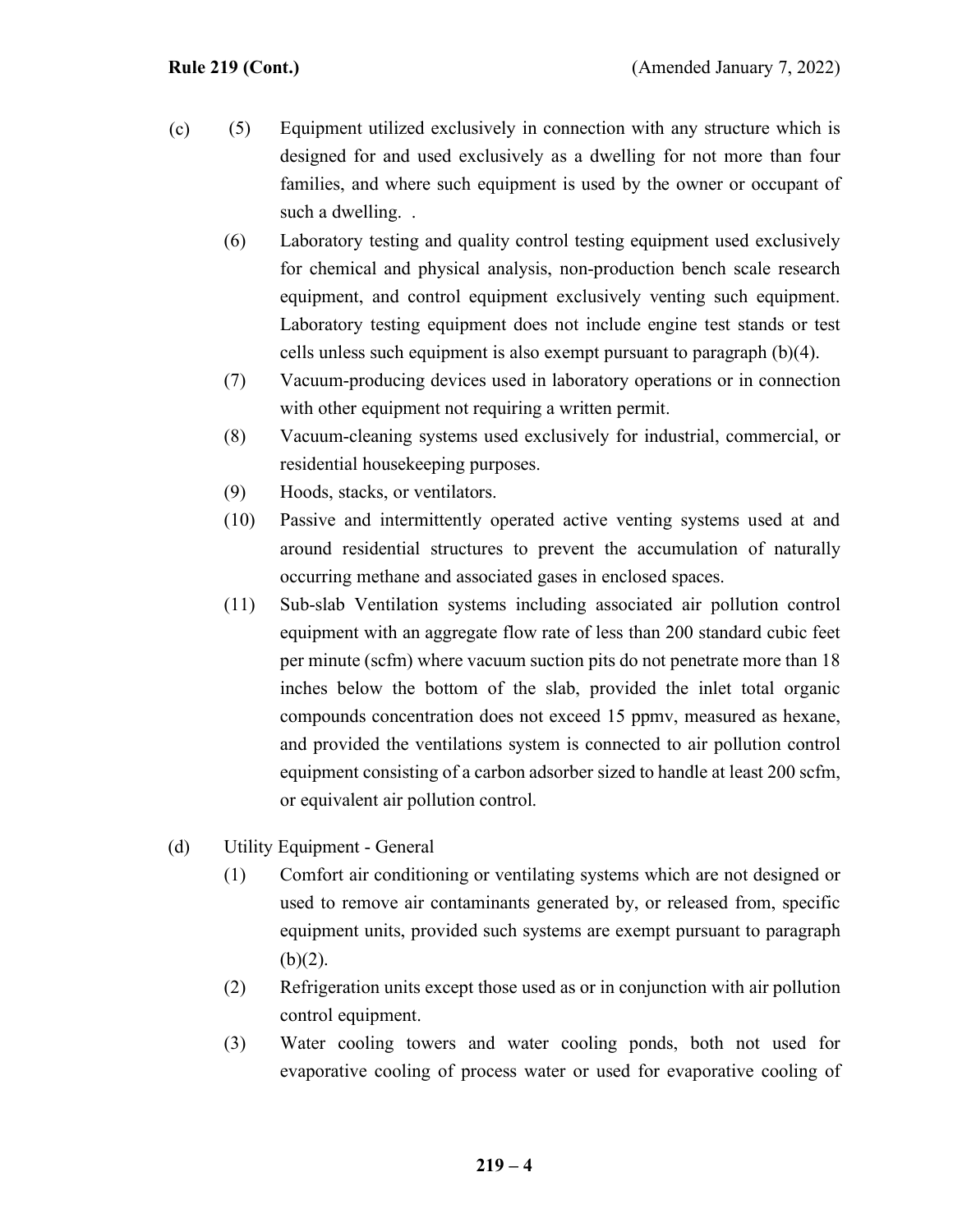(c) (5) Equipment utilized exclusively in connection with any structure which is designed for and used exclusively as a dwelling for not more than four families, and where such equipment is used by the owner or occupant of such a dwelling. .

(6) Laboratory testing and quality control testing equipment used exclusively for chemical and physical analysis, non-production bench scale research equipment, and control equipment exclusively venting such equipment. Laboratory testing equipment does not include engine test stands or test cells unless such equipment is also exempt pursuant to paragraph (b)(4).

(7) Vacuum-producing devices used in laboratory operations or in connection with other equipment not requiring a written permit.

(8) Vacuum-cleaning systems used exclusively for industrial, commercial, or residential housekeeping purposes.

(9) Hoods, stacks, or ventilators.

(10) Passive and intermittently operated active venting systems used at and around residential structures to prevent the accumulation of naturally occurring methane and associated gases in enclosed spaces.

(11) Sub-slab Ventilation systems including associated air pollution control equipment with an aggregate flow rate of less than 200 standard cubic feet per minute (scfm) where vacuum suction pits do not penetrate more than 18 inches below the bottom of the slab, provided the inlet total organic compounds concentration does not exceed 15 ppmv, measured as hexane, and provided the ventilations system is connected to air pollution control equipment consisting of a carbon adsorber sized to handle at least 200 scfm, or equivalent air pollution control.

(d) Utility Equipment - General

(1) Comfort air conditioning or ventilating systems which are not designed or used to remove air contaminants generated by, or released from, specific equipment units, provided such systems are exempt pursuant to paragraph (b)(2).

(2) Refrigeration units except those used as or in conjunction with air pollution control equipment.

(3) Water cooling towers and water cooling ponds, both not used for evaporative cooling of process water or used for evaporative cooling of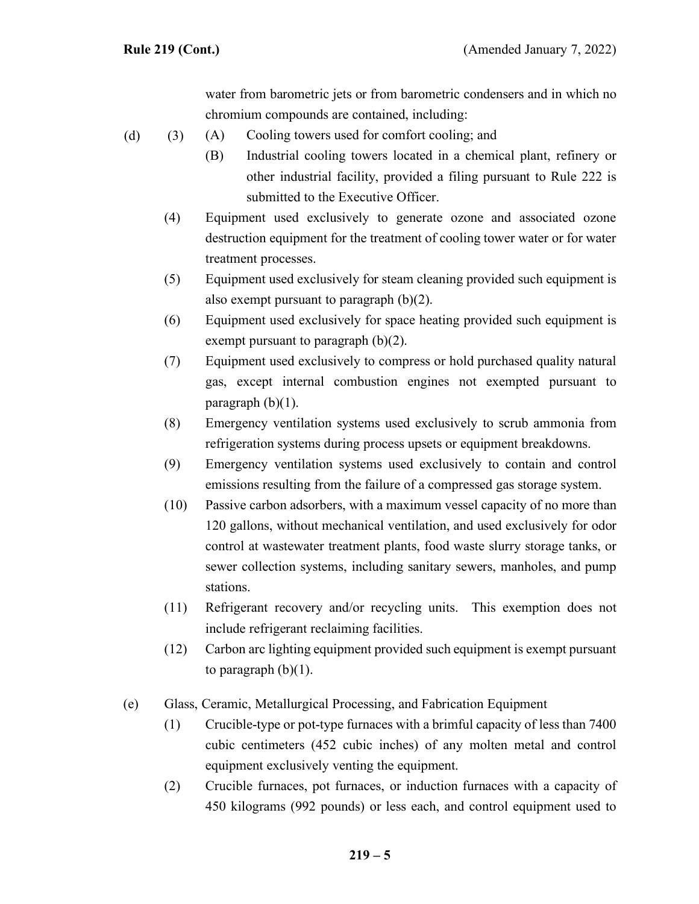water from barometric jets or from barometric condensers and in which no chromium compounds are contained, including:

(d) (3) (A) Cooling towers used for comfort cooling; and

(B) Industrial cooling towers located in a chemical plant, refinery or other industrial facility, provided a filing pursuant to Rule 222 is submitted to the Executive Officer.

(4) Equipment used exclusively to generate ozone and associated ozone destruction equipment for the treatment of cooling tower water or for water treatment processes.

(5) Equipment used exclusively for steam cleaning provided such equipment is also exempt pursuant to paragraph (b)(2).

(6) Equipment used exclusively for space heating provided such equipment is exempt pursuant to paragraph (b)(2).

(7) Equipment used exclusively to compress or hold purchased quality natural gas, except internal combustion engines not exempted pursuant to paragraph (b)(1).

(8) Emergency ventilation systems used exclusively to scrub ammonia from refrigeration systems during process upsets or equipment breakdowns.

(9) Emergency ventilation systems used exclusively to contain and control emissions resulting from the failure of a compressed gas storage system.

(10) Passive carbon adsorbers, with a maximum vessel capacity of no more than 120 gallons, without mechanical ventilation, and used exclusively for odor control at wastewater treatment plants, food waste slurry storage tanks, or sewer collection systems, including sanitary sewers, manholes, and pump stations.

(11) Refrigerant recovery and/or recycling units. This exemption does not include refrigerant reclaiming facilities.

(12) Carbon arc lighting equipment provided such equipment is exempt pursuant to paragraph (b)(1).

(e) Glass, Ceramic, Metallurgical Processing, and Fabrication Equipment

(1) Crucible-type or pot-type furnaces with a brimful capacity of less than 7400 cubic centimeters (452 cubic inches) of any molten metal and control equipment exclusively venting the equipment.

(2) Crucible furnaces, pot furnaces, or induction furnaces with a capacity of 450 kilograms (992 pounds) or less each, and control equipment used to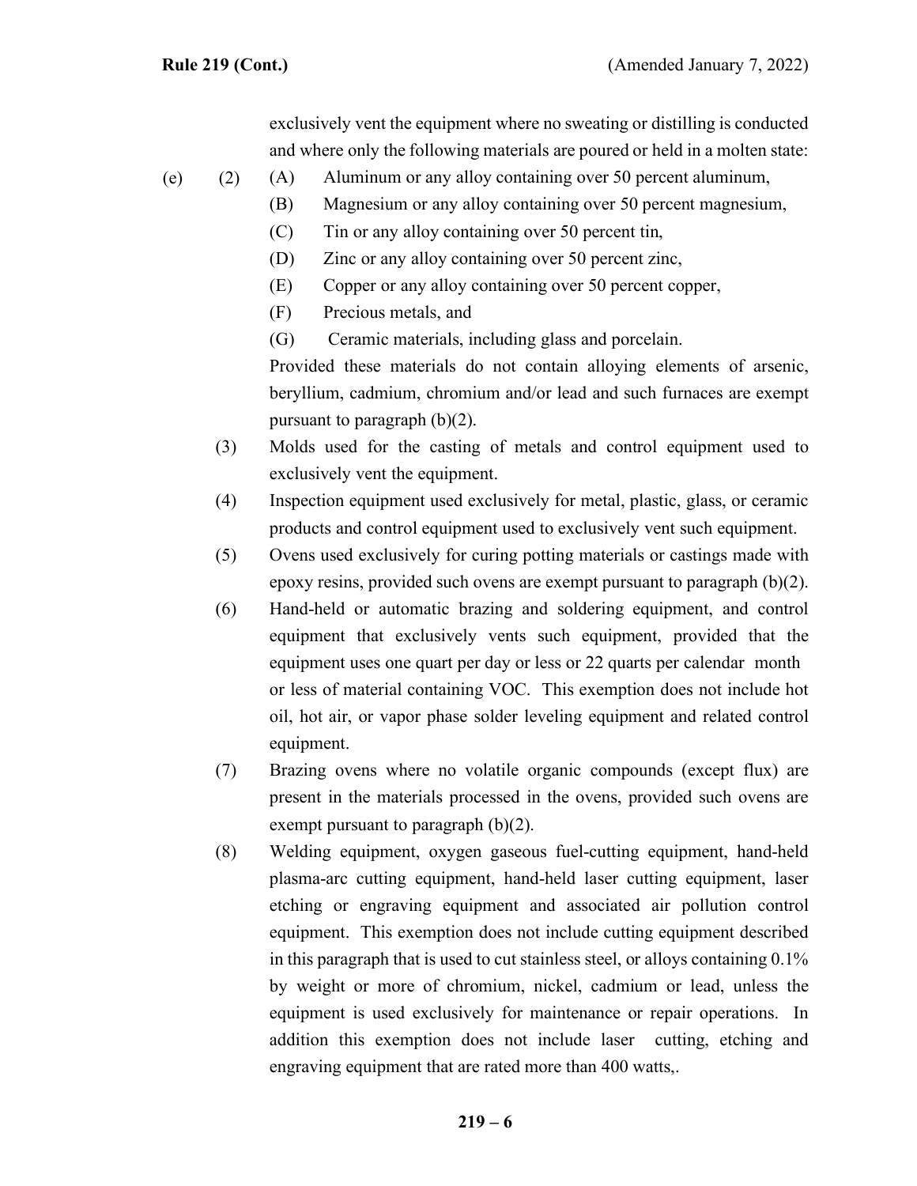exclusively vent the equipment where no sweating or distilling is conducted and where only the following materials are poured or held in a molten state:

(e) (2) (A) Aluminum or any alloy containing over 50 percent aluminum,

(B) Magnesium or any alloy containing over 50 percent magnesium,

(C) Tin or any alloy containing over 50 percent tin,

(D) Zinc or any alloy containing over 50 percent zinc,

(E) Copper or any alloy containing over 50 percent copper,

(F) Precious metals, and

(G) Ceramic materials, including glass and porcelain.

Provided these materials do not contain alloying elements of arsenic, beryllium, cadmium, chromium and/or lead and such furnaces are exempt pursuant to paragraph (b)(2).

(3) Molds used for the casting of metals and control equipment used to exclusively vent the equipment.

(4) Inspection equipment used exclusively for metal, plastic, glass, or ceramic products and control equipment used to exclusively vent such equipment.

(5) Ovens used exclusively for curing potting materials or castings made with epoxy resins, provided such ovens are exempt pursuant to paragraph (b)(2).

(6) Hand-held or automatic brazing and soldering equipment, and control equipment that exclusively vents such equipment, provided that the equipment uses one quart per day or less or 22 quarts per calendar month or less of material containing VOC. This exemption does not include hot oil, hot air, or vapor phase solder leveling equipment and related control equipment.

(7) Brazing ovens where no volatile organic compounds (except flux) are present in the materials processed in the ovens, provided such ovens are exempt pursuant to paragraph (b)(2).

(8) Welding equipment, oxygen gaseous fuel-cutting equipment, hand-held plasma-arc cutting equipment, hand-held laser cutting equipment, laser etching or engraving equipment and associated air pollution control equipment. This exemption does not include cutting equipment described in this paragraph that is used to cut stainless steel, or alloys containing 0.1% by weight or more of chromium, nickel, cadmium or lead, unless the equipment is used exclusively for maintenance or repair operations. In addition this exemption does not include laser cutting, etching and engraving equipment that are rated more than 400 watts,.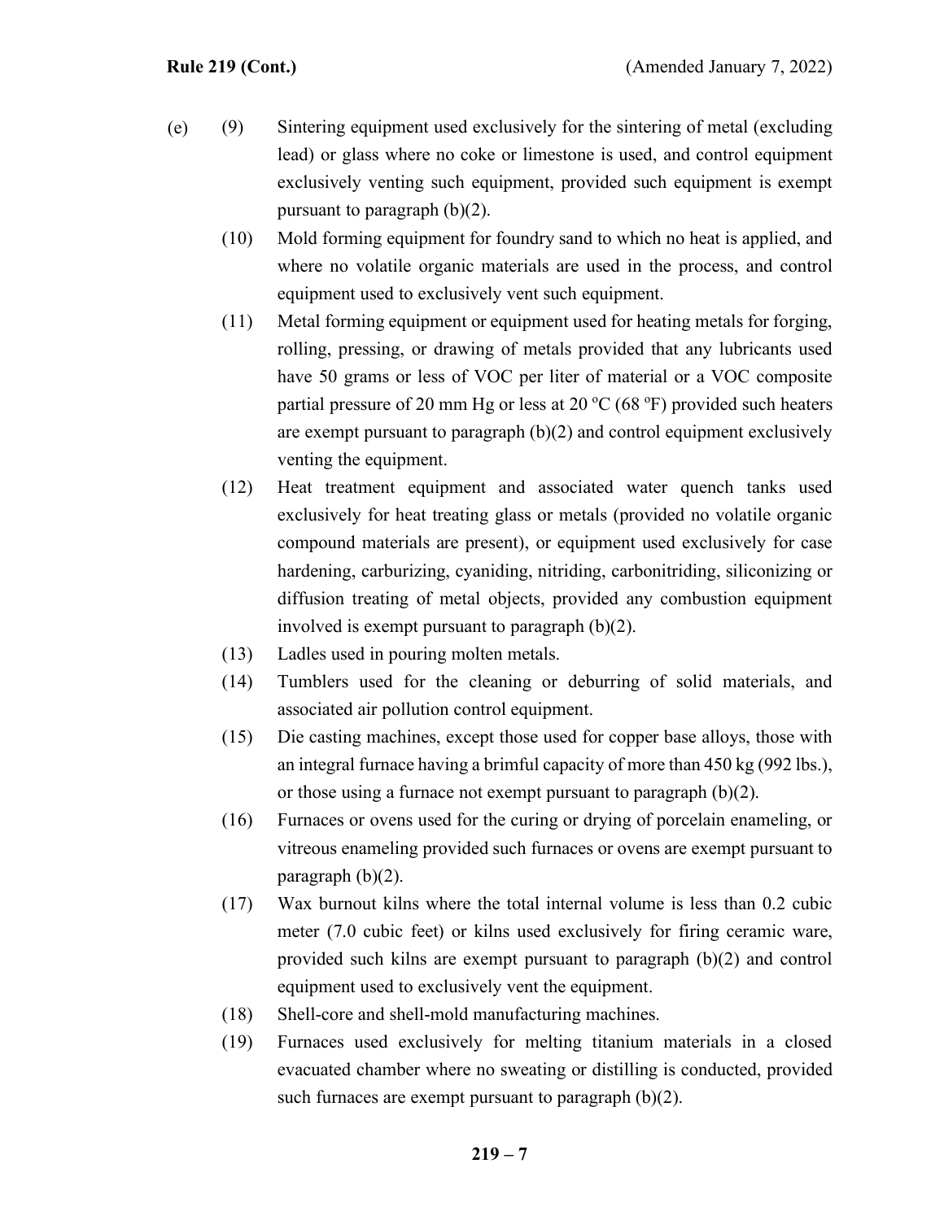(e) (9) Sintering equipment used exclusively for the sintering of metal (excluding lead) or glass where no coke or limestone is used, and control equipment exclusively venting such equipment, provided such equipment is exempt pursuant to paragraph (b)(2).

(10) Mold forming equipment for foundry sand to which no heat is applied, and where no volatile organic materials are used in the process, and control equipment used to exclusively vent such equipment.

(11) Metal forming equipment or equipment used for heating metals for forging, rolling, pressing, or drawing of metals provided that any lubricants used have 50 grams or less of VOC per liter of material or a VOC composite partial pressure of 20 mm Hg or less at 20 $^{o}$C (68 $^{o}$F) provided such heaters are exempt pursuant to paragraph (b)(2) and control equipment exclusively venting the equipment.

(12) Heat treatment equipment and associated water quench tanks used exclusively for heat treating glass or metals (provided no volatile organic compound materials are present), or equipment used exclusively for case hardening, carburizing, cyaniding, nitriding, carbonitriding, siliconizing or diffusion treating of metal objects, provided any combustion equipment involved is exempt pursuant to paragraph (b)(2).

(13) Ladles used in pouring molten metals.

(14) Tumblers used for the cleaning or deburring of solid materials, and associated air pollution control equipment.

(15) Die casting machines, except those used for copper base alloys, those with an integral furnace having a brimful capacity of more than 450 kg (992 lbs.), or those using a furnace not exempt pursuant to paragraph (b)(2).

(16) Furnaces or ovens used for the curing or drying of porcelain enameling, or vitreous enameling provided such furnaces or ovens are exempt pursuant to paragraph (b)(2).

(17) Wax burnout kilns where the total internal volume is less than 0.2 cubic meter (7.0 cubic feet) or kilns used exclusively for firing ceramic ware, provided such kilns are exempt pursuant to paragraph (b)(2) and control equipment used to exclusively vent the equipment.

(18) Shell-core and shell-mold manufacturing machines.

(19) Furnaces used exclusively for melting titanium materials in a closed evacuated chamber where no sweating or distilling is conducted, provided such furnaces are exempt pursuant to paragraph (b)(2).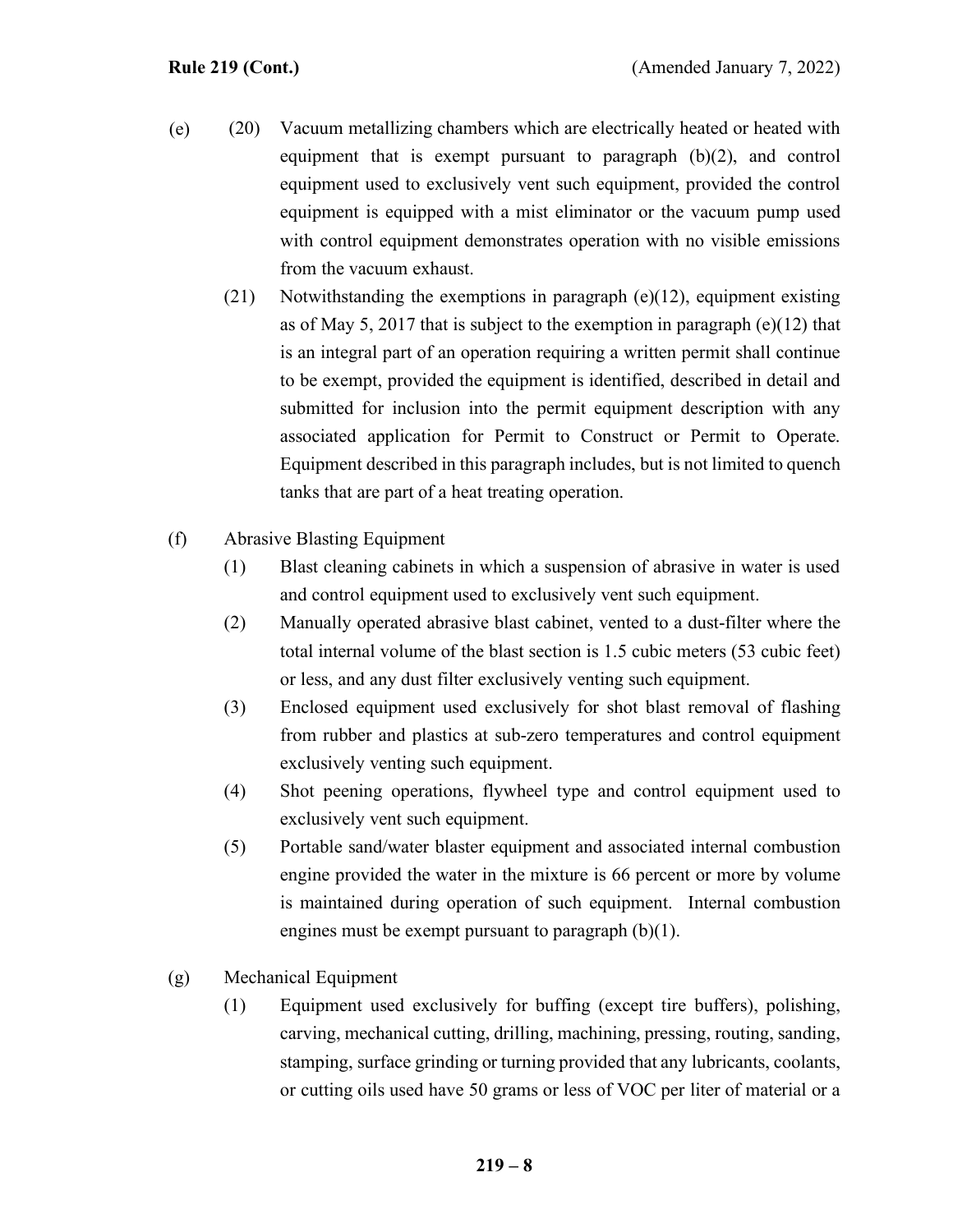(e) (20) Vacuum metallizing chambers which are electrically heated or heated with equipment that is exempt pursuant to paragraph (b)(2), and control equipment used to exclusively vent such equipment, provided the control equipment is equipped with a mist eliminator or the vacuum pump used with control equipment demonstrates operation with no visible emissions from the vacuum exhaust.

(21) Notwithstanding the exemptions in paragraph (e)(12), equipment existing as of May 5, 2017 that is subject to the exemption in paragraph (e)(12) that is an integral part of an operation requiring a written permit shall continue to be exempt, provided the equipment is identified, described in detail and submitted for inclusion into the permit equipment description with any associated application for Permit to Construct or Permit to Operate. Equipment described in this paragraph includes, but is not limited to quench tanks that are part of a heat treating operation.

(f) Abrasive Blasting Equipment

(1) Blast cleaning cabinets in which a suspension of abrasive in water is used and control equipment used to exclusively vent such equipment.

(2) Manually operated abrasive blast cabinet, vented to a dust-filter where the total internal volume of the blast section is 1.5 cubic meters (53 cubic feet) or less, and any dust filter exclusively venting such equipment.

(3) Enclosed equipment used exclusively for shot blast removal of flashing from rubber and plastics at sub-zero temperatures and control equipment exclusively venting such equipment.

(4) Shot peening operations, flywheel type and control equipment used to exclusively vent such equipment.

(5) Portable sand/water blaster equipment and associated internal combustion engine provided the water in the mixture is 66 percent or more by volume is maintained during operation of such equipment. Internal combustion engines must be exempt pursuant to paragraph (b)(1).

(g) Mechanical Equipment

(1) Equipment used exclusively for buffing (except tire buffers), polishing, carving, mechanical cutting, drilling, machining, pressing, routing, sanding, stamping, surface grinding or turning provided that any lubricants, coolants, or cutting oils used have 50 grams or less of VOC per liter of material or a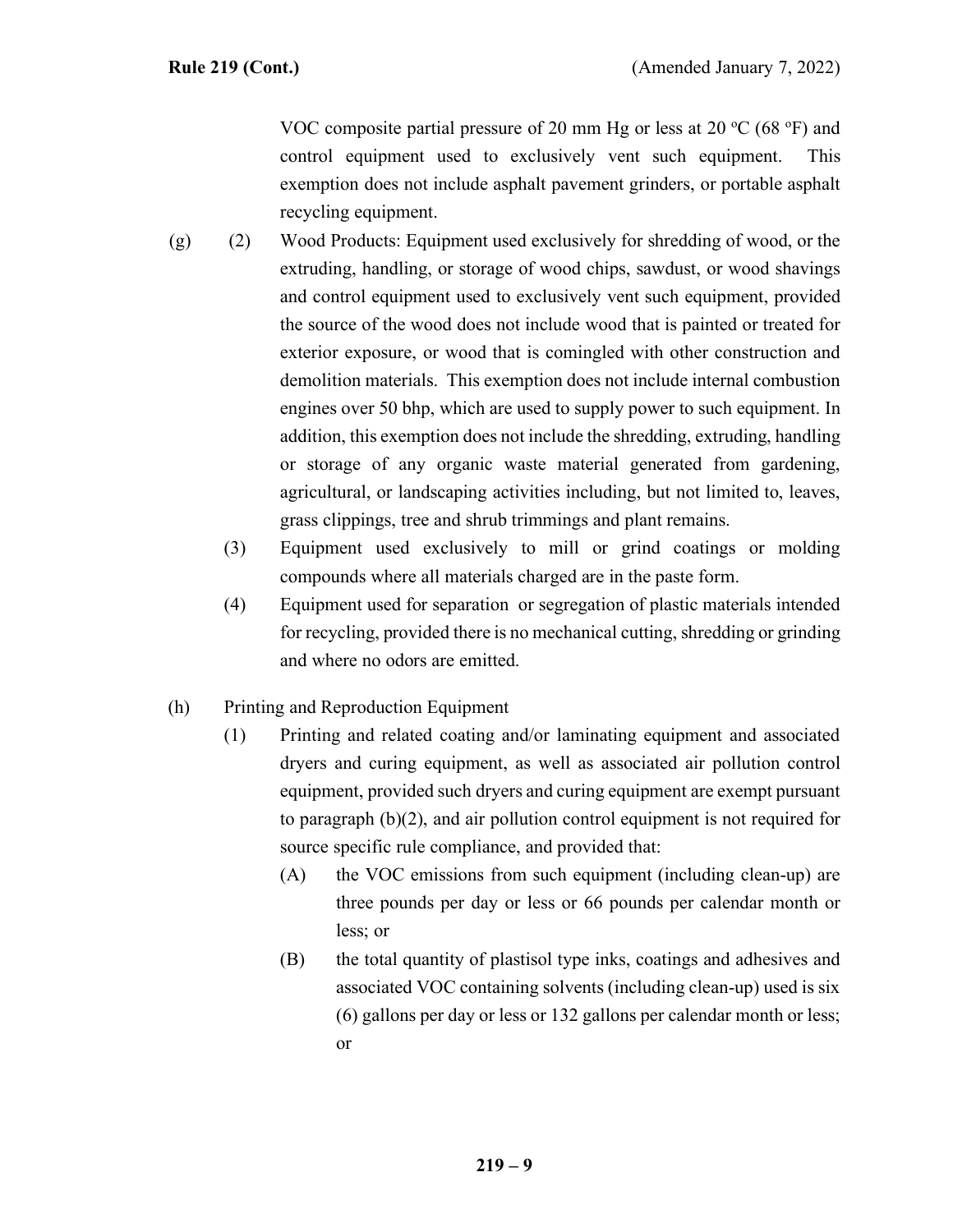VOC composite partial pressure of 20 mm Hg or less at 20 ºC (68 ºF) and control equipment used to exclusively vent such equipment. This exemption does not include asphalt pavement grinders, or portable asphalt recycling equipment.

(g) (2) Wood Products: Equipment used exclusively for shredding of wood, or the extruding, handling, or storage of wood chips, sawdust, or wood shavings and control equipment used to exclusively vent such equipment, provided the source of the wood does not include wood that is painted or treated for exterior exposure, or wood that is comingled with other construction and demolition materials. This exemption does not include internal combustion engines over 50 bhp, which are used to supply power to such equipment. In addition, this exemption does not include the shredding, extruding, handling or storage of any organic waste material generated from gardening, agricultural, or landscaping activities including, but not limited to, leaves, grass clippings, tree and shrub trimmings and plant remains.

(3) Equipment used exclusively to mill or grind coatings or molding compounds where all materials charged are in the paste form.

(4) Equipment used for separation or segregation of plastic materials intended for recycling, provided there is no mechanical cutting, shredding or grinding and where no odors are emitted.

(h) Printing and Reproduction Equipment

(1) Printing and related coating and/or laminating equipment and associated dryers and curing equipment, as well as associated air pollution control equipment, provided such dryers and curing equipment are exempt pursuant to paragraph (b)(2), and air pollution control equipment is not required for source specific rule compliance, and provided that:

(A) the VOC emissions from such equipment (including clean-up) are three pounds per day or less or 66 pounds per calendar month or less; or

(B) the total quantity of plastisol type inks, coatings and adhesives and associated VOC containing solvents (including clean-up) used is six (6) gallons per day or less or 132 gallons per calendar month or less; or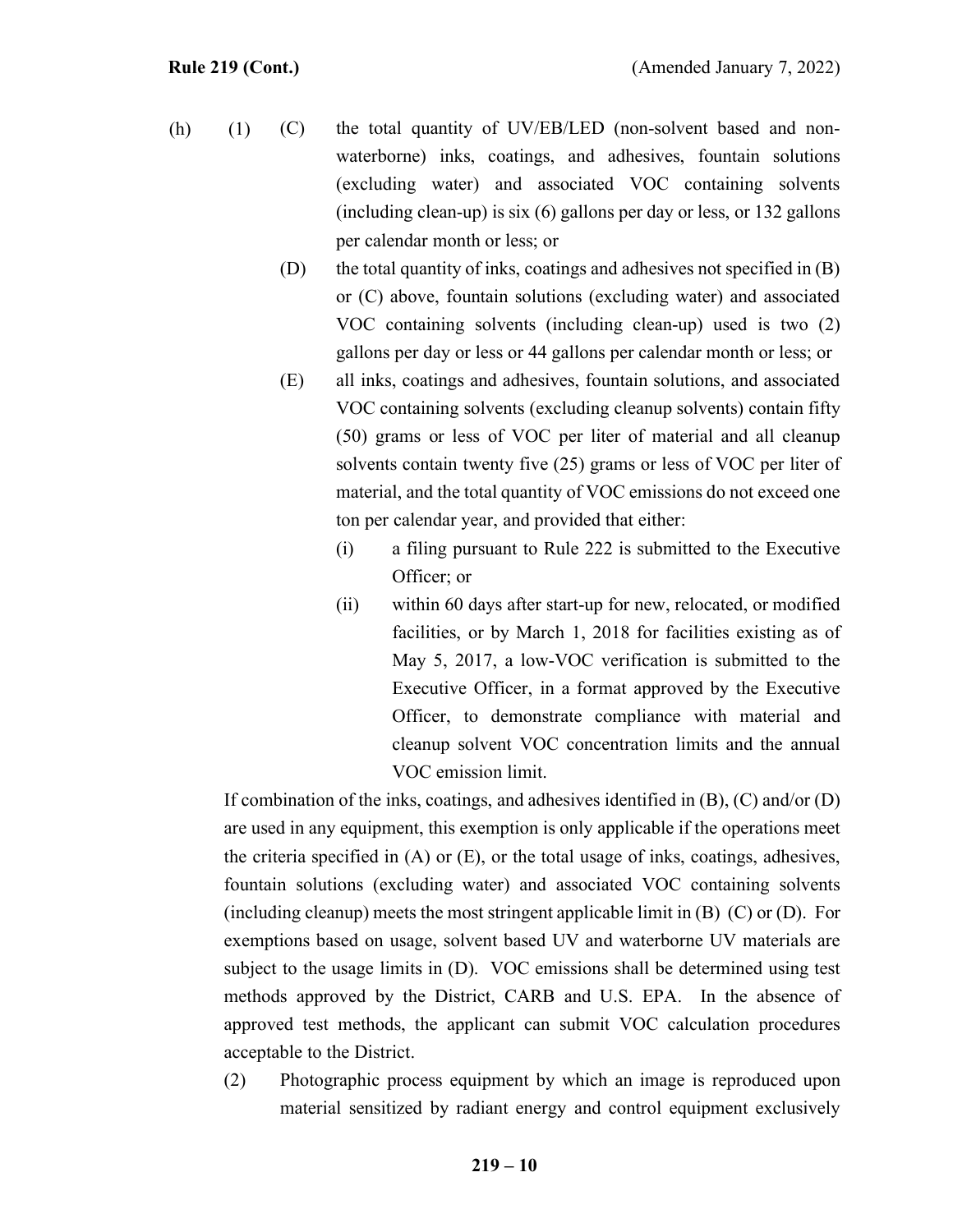(h) (1) (C) the total quantity of UV/EB/LED (non-solvent based and non-waterborne) inks, coatings, and adhesives, fountain solutions (excluding water) and associated VOC containing solvents (including clean-up) is six (6) gallons per day or less, or 132 gallons per calendar month or less; or

(D) the total quantity of inks, coatings and adhesives not specified in (B) or (C) above, fountain solutions (excluding water) and associated VOC containing solvents (including clean-up) used is two (2) gallons per day or less or 44 gallons per calendar month or less; or

(E) all inks, coatings and adhesives, fountain solutions, and associated VOC containing solvents (excluding cleanup solvents) contain fifty (50) grams or less of VOC per liter of material and all cleanup solvents contain twenty five (25) grams or less of VOC per liter of material, and the total quantity of VOC emissions do not exceed one ton per calendar year, and provided that either:

(i) a filing pursuant to Rule 222 is submitted to the Executive Officer; or

(ii) within 60 days after start-up for new, relocated, or modified facilities, or by March 1, 2018 for facilities existing as of May 5, 2017, a low-VOC verification is submitted to the Executive Officer, in a format approved by the Executive Officer, to demonstrate compliance with material and cleanup solvent VOC concentration limits and the annual VOC emission limit.

If combination of the inks, coatings, and adhesives identified in (B), (C) and/or (D) are used in any equipment, this exemption is only applicable if the operations meet the criteria specified in (A) or (E), or the total usage of inks, coatings, adhesives, fountain solutions (excluding water) and associated VOC containing solvents (including cleanup) meets the most stringent applicable limit in (B) (C) or (D). For exemptions based on usage, solvent based UV and waterborne UV materials are subject to the usage limits in (D). VOC emissions shall be determined using test methods approved by the District, CARB and U.S. EPA. In the absence of approved test methods, the applicant can submit VOC calculation procedures acceptable to the District.

(2) Photographic process equipment by which an image is reproduced upon material sensitized by radiant energy and control equipment exclusively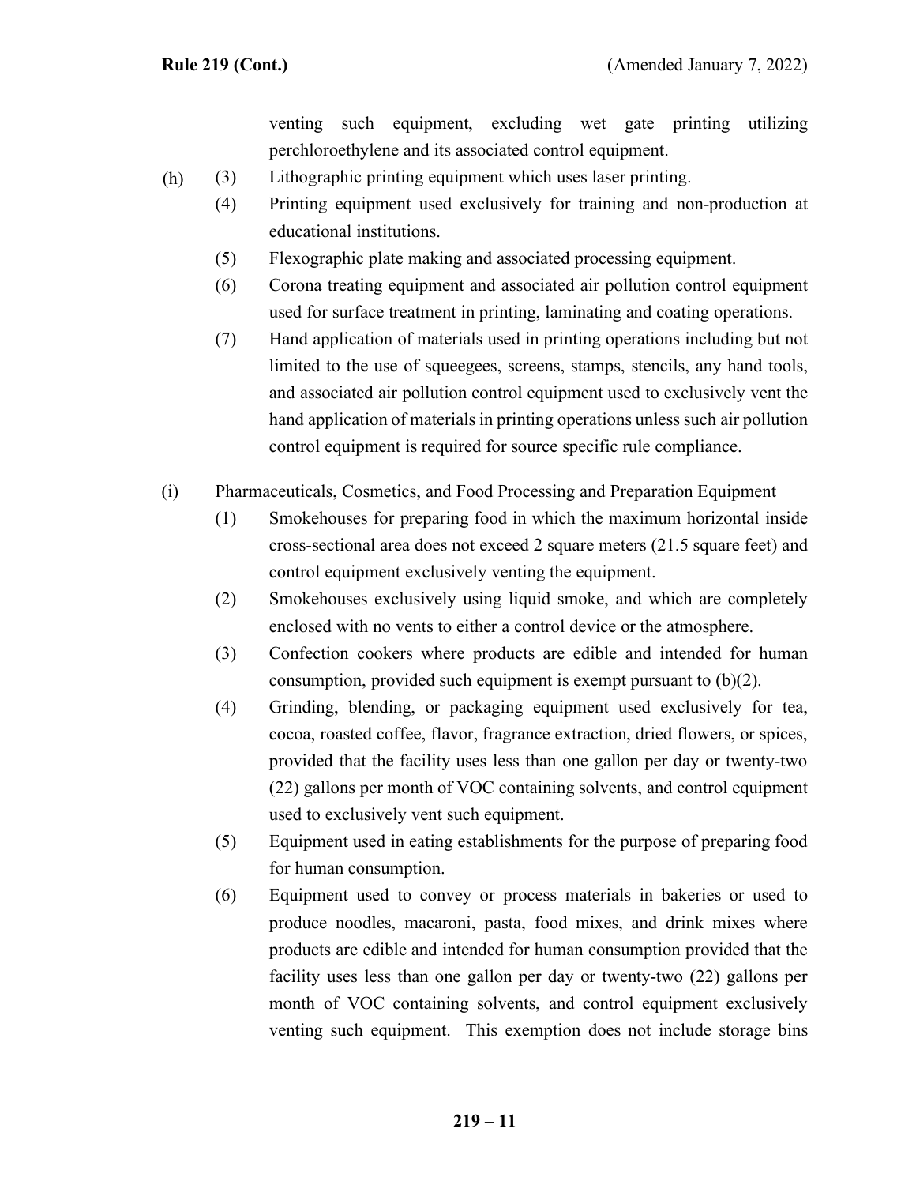venting such equipment, excluding wet gate printing utilizing perchloroethylene and its associated control equipment.

(h) (3) Lithographic printing equipment which uses laser printing.

(4) Printing equipment used exclusively for training and non-production at educational institutions.

(5) Flexographic plate making and associated processing equipment.

(6) Corona treating equipment and associated air pollution control equipment used for surface treatment in printing, laminating and coating operations.

(7) Hand application of materials used in printing operations including but not limited to the use of squeegees, screens, stamps, stencils, any hand tools, and associated air pollution control equipment used to exclusively vent the hand application of materials in printing operations unless such air pollution control equipment is required for source specific rule compliance.

(i) Pharmaceuticals, Cosmetics, and Food Processing and Preparation Equipment

(1) Smokehouses for preparing food in which the maximum horizontal inside cross-sectional area does not exceed 2 square meters (21.5 square feet) and control equipment exclusively venting the equipment.

(2) Smokehouses exclusively using liquid smoke, and which are completely enclosed with no vents to either a control device or the atmosphere.

(3) Confection cookers where products are edible and intended for human consumption, provided such equipment is exempt pursuant to (b)(2).

(4) Grinding, blending, or packaging equipment used exclusively for tea, cocoa, roasted coffee, flavor, fragrance extraction, dried flowers, or spices, provided that the facility uses less than one gallon per day or twenty-two (22) gallons per month of VOC containing solvents, and control equipment used to exclusively vent such equipment.

(5) Equipment used in eating establishments for the purpose of preparing food for human consumption.

(6) Equipment used to convey or process materials in bakeries or used to produce noodles, macaroni, pasta, food mixes, and drink mixes where products are edible and intended for human consumption provided that the facility uses less than one gallon per day or twenty-two (22) gallons per month of VOC containing solvents, and control equipment exclusively venting such equipment. This exemption does not include storage bins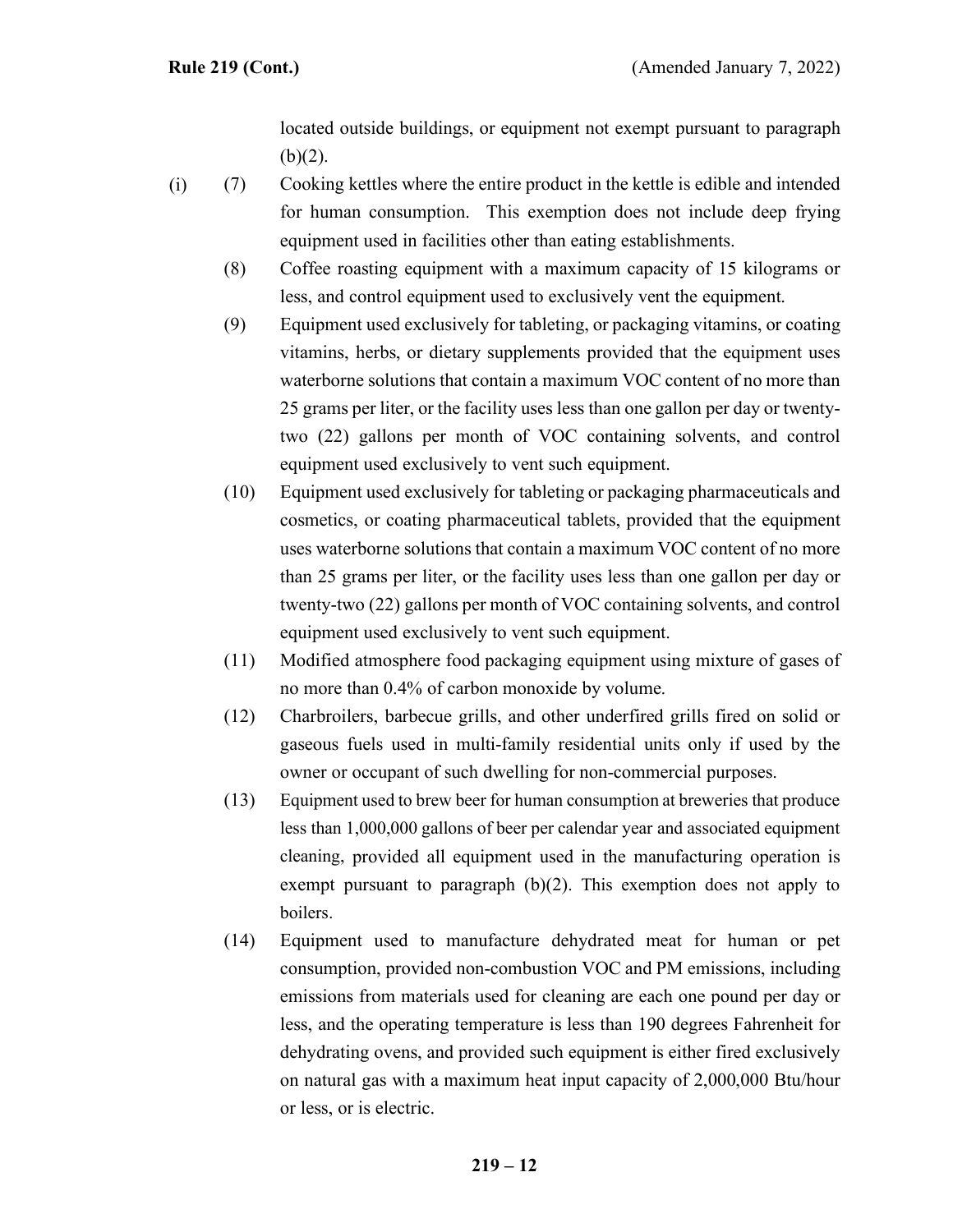located outside buildings, or equipment not exempt pursuant to paragraph (b)(2).

(i) (7) Cooking kettles where the entire product in the kettle is edible and intended for human consumption. This exemption does not include deep frying equipment used in facilities other than eating establishments.

(8) Coffee roasting equipment with a maximum capacity of 15 kilograms or less, and control equipment used to exclusively vent the equipment.

(9) Equipment used exclusively for tableting, or packaging vitamins, or coating vitamins, herbs, or dietary supplements provided that the equipment uses waterborne solutions that contain a maximum VOC content of no more than 25 grams per liter, or the facility uses less than one gallon per day or twenty-two (22) gallons per month of VOC containing solvents, and control equipment used exclusively to vent such equipment.

(10) Equipment used exclusively for tableting or packaging pharmaceuticals and cosmetics, or coating pharmaceutical tablets, provided that the equipment uses waterborne solutions that contain a maximum VOC content of no more than 25 grams per liter, or the facility uses less than one gallon per day or twenty-two (22) gallons per month of VOC containing solvents, and control equipment used exclusively to vent such equipment.

(11) Modified atmosphere food packaging equipment using mixture of gases of no more than 0.4% of carbon monoxide by volume.

(12) Charbroilers, barbecue grills, and other underfired grills fired on solid or gaseous fuels used in multi-family residential units only if used by the owner or occupant of such dwelling for non-commercial purposes.

(13) Equipment used to brew beer for human consumption at breweries that produce less than 1,000,000 gallons of beer per calendar year and associated equipment cleaning, provided all equipment used in the manufacturing operation is exempt pursuant to paragraph (b)(2). This exemption does not apply to boilers.

(14) Equipment used to manufacture dehydrated meat for human or pet consumption, provided non-combustion VOC and PM emissions, including emissions from materials used for cleaning are each one pound per day or less, and the operating temperature is less than 190 degrees Fahrenheit for dehydrating ovens, and provided such equipment is either fired exclusively on natural gas with a maximum heat input capacity of 2,000,000 Btu/hour or less, or is electric.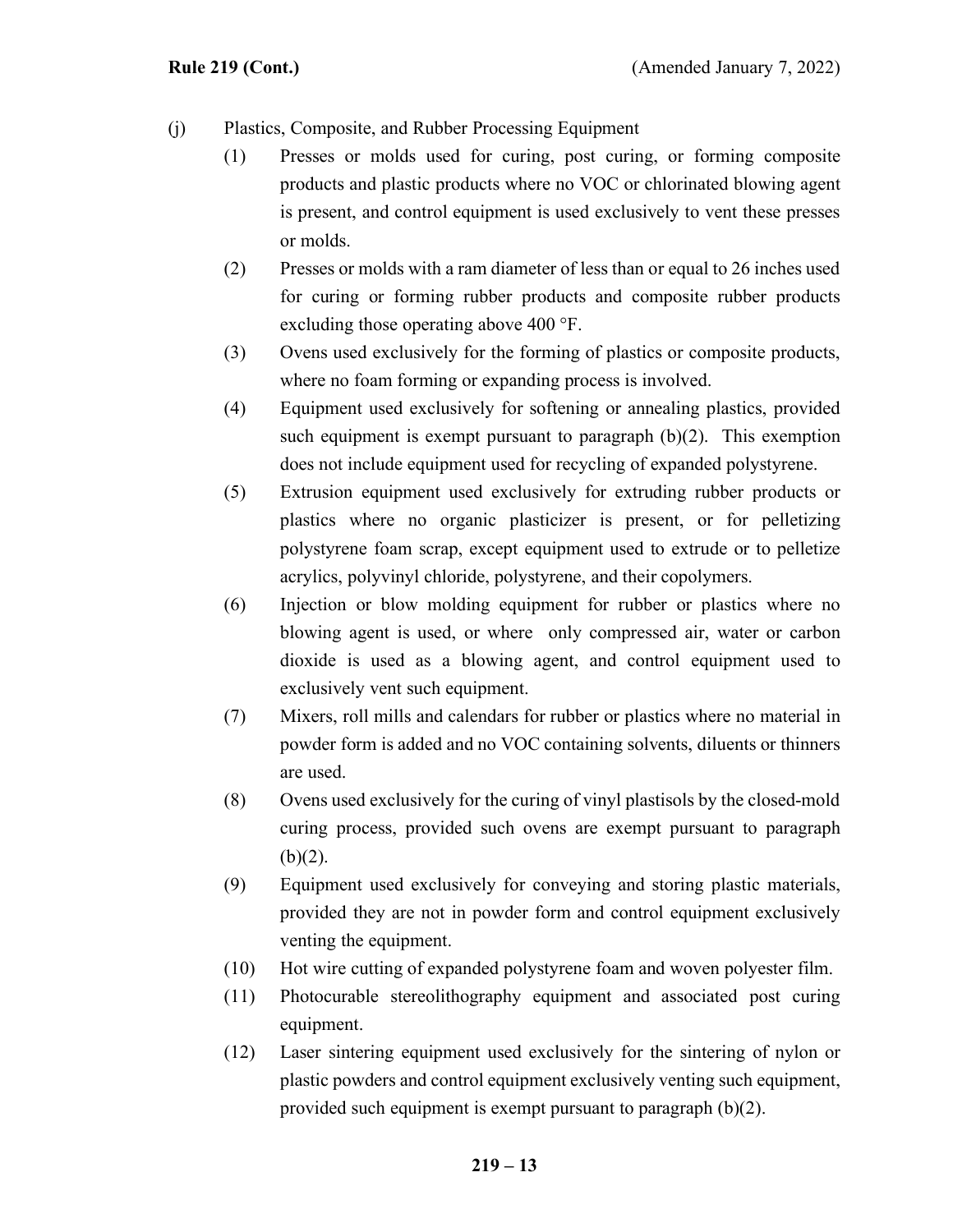(j) Plastics, Composite, and Rubber Processing Equipment

(1) Presses or molds used for curing, post curing, or forming composite products and plastic products where no VOC or chlorinated blowing agent is present, and control equipment is used exclusively to vent these presses or molds.

(2) Presses or molds with a ram diameter of less than or equal to 26 inches used for curing or forming rubber products and composite rubber products excluding those operating above 400 °F.

(3) Ovens used exclusively for the forming of plastics or composite products, where no foam forming or expanding process is involved.

(4) Equipment used exclusively for softening or annealing plastics, provided such equipment is exempt pursuant to paragraph (b)(2). This exemption does not include equipment used for recycling of expanded polystyrene.

(5) Extrusion equipment used exclusively for extruding rubber products or plastics where no organic plasticizer is present, or for pelletizing polystyrene foam scrap, except equipment used to extrude or to pelletize acrylics, polyvinyl chloride, polystyrene, and their copolymers.

(6) Injection or blow molding equipment for rubber or plastics where no blowing agent is used, or where only compressed air, water or carbon dioxide is used as a blowing agent, and control equipment used to exclusively vent such equipment.

(7) Mixers, roll mills and calendars for rubber or plastics where no material in powder form is added and no VOC containing solvents, diluents or thinners are used.

(8) Ovens used exclusively for the curing of vinyl plastisols by the closed-mold curing process, provided such ovens are exempt pursuant to paragraph (b)(2).

(9) Equipment used exclusively for conveying and storing plastic materials, provided they are not in powder form and control equipment exclusively venting the equipment.

(10) Hot wire cutting of expanded polystyrene foam and woven polyester film.

(11) Photocurable stereolithography equipment and associated post curing equipment.

(12) Laser sintering equipment used exclusively for the sintering of nylon or plastic powders and control equipment exclusively venting such equipment, provided such equipment is exempt pursuant to paragraph (b)(2).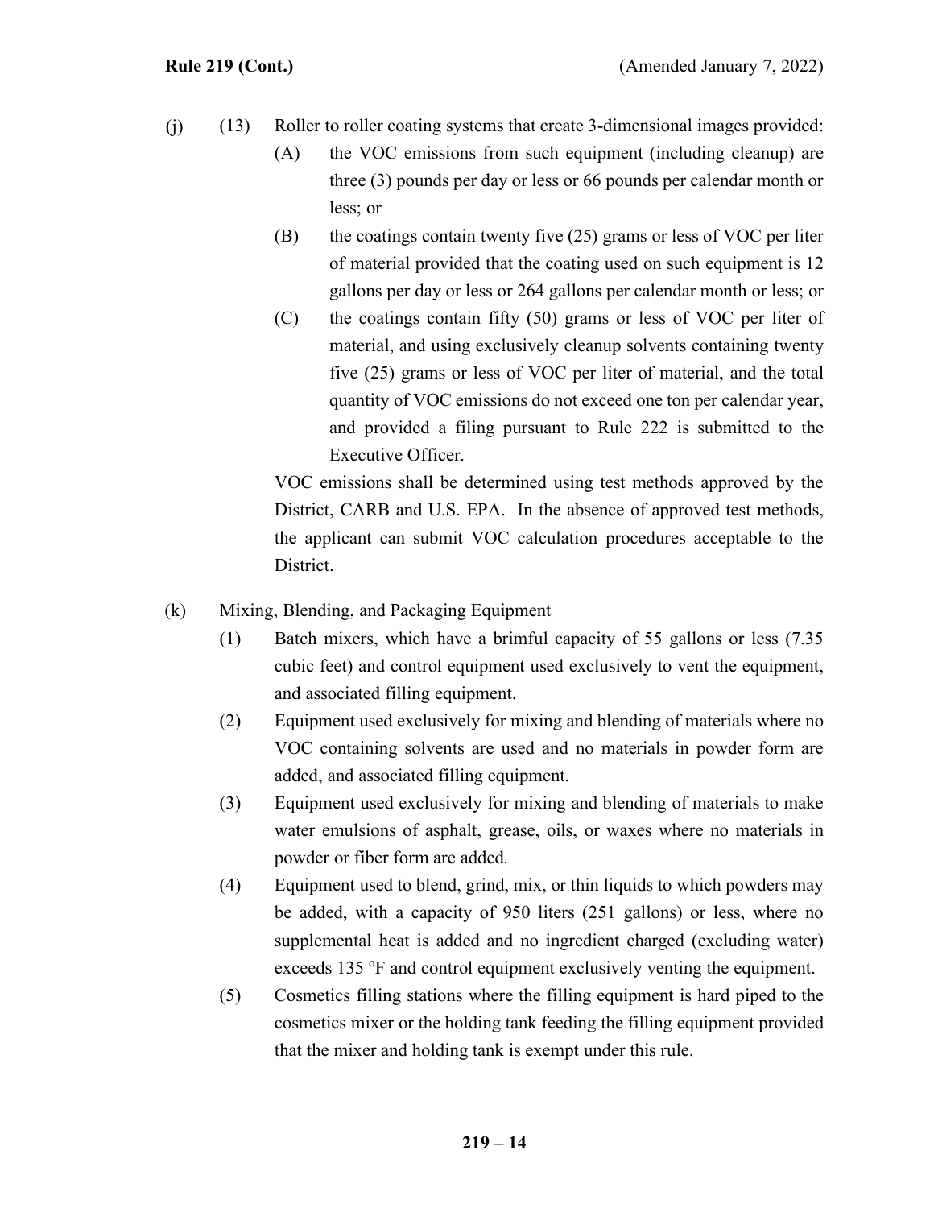(j) (13) Roller to roller coating systems that create 3-dimensional images provided:

(A) the VOC emissions from such equipment (including cleanup) are three (3) pounds per day or less or 66 pounds per calendar month or less; or

(B) the coatings contain twenty five (25) grams or less of VOC per liter of material provided that the coating used on such equipment is 12 gallons per day or less or 264 gallons per calendar month or less; or

(C) the coatings contain fifty (50) grams or less of VOC per liter of material, and using exclusively cleanup solvents containing twenty five (25) grams or less of VOC per liter of material, and the total quantity of VOC emissions do not exceed one ton per calendar year, and provided a filing pursuant to Rule 222 is submitted to the Executive Officer.

VOC emissions shall be determined using test methods approved by the District, CARB and U.S. EPA. In the absence of approved test methods, the applicant can submit VOC calculation procedures acceptable to the District.

(k) Mixing, Blending, and Packaging Equipment

(1) Batch mixers, which have a brimful capacity of 55 gallons or less (7.35 cubic feet) and control equipment used exclusively to vent the equipment, and associated filling equipment.

(2) Equipment used exclusively for mixing and blending of materials where no VOC containing solvents are used and no materials in powder form are added, and associated filling equipment.

(3) Equipment used exclusively for mixing and blending of materials to make water emulsions of asphalt, grease, oils, or waxes where no materials in powder or fiber form are added.

(4) Equipment used to blend, grind, mix, or thin liquids to which powders may be added, with a capacity of 950 liters (251 gallons) or less, where no supplemental heat is added and no ingredient charged (excluding water) exceeds 135 $^{o}$F and control equipment exclusively venting the equipment.

(5) Cosmetics filling stations where the filling equipment is hard piped to the cosmetics mixer or the holding tank feeding the filling equipment provided that the mixer and holding tank is exempt under this rule.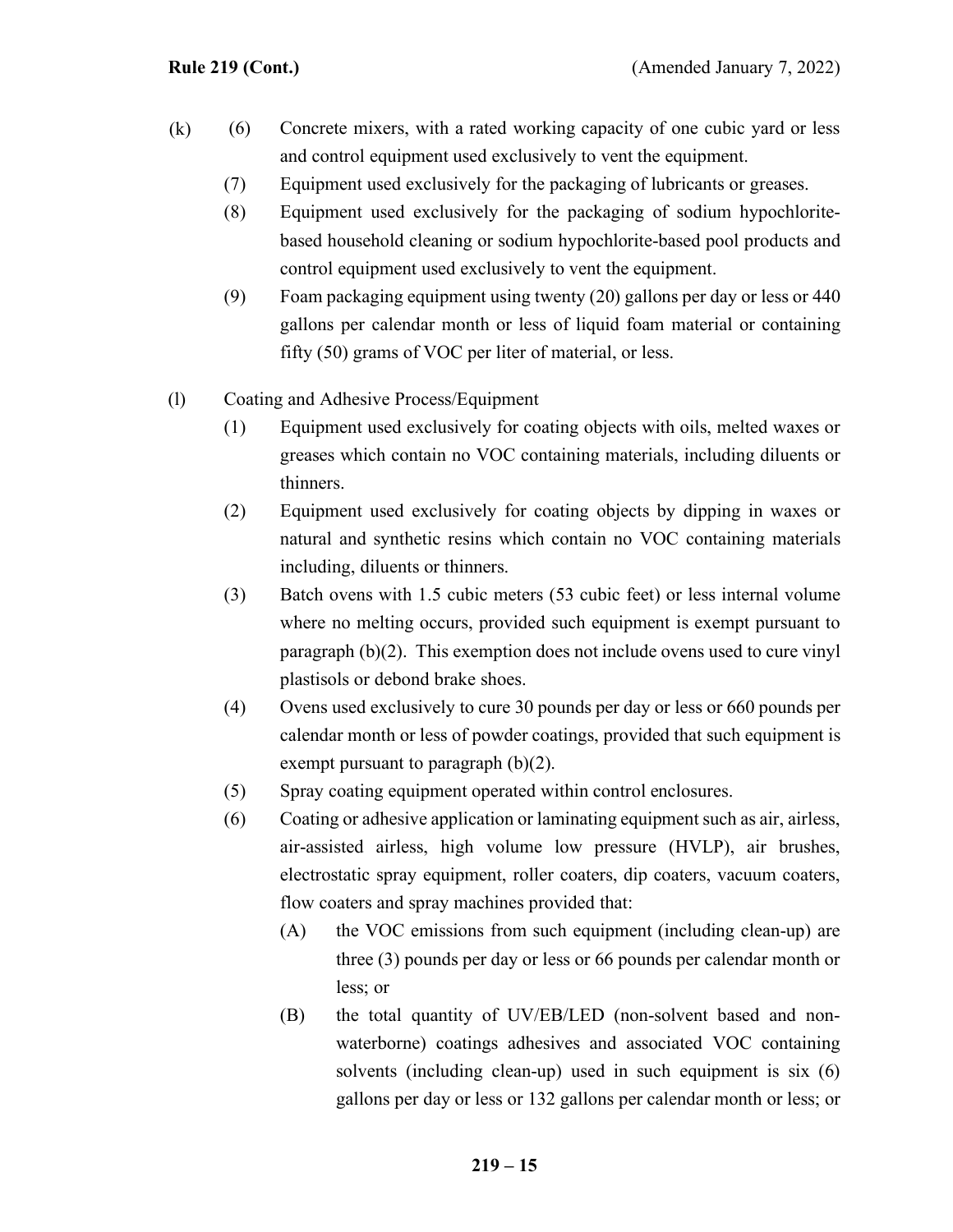(k) (6) Concrete mixers, with a rated working capacity of one cubic yard or less and control equipment used exclusively to vent the equipment.

(7) Equipment used exclusively for the packaging of lubricants or greases.

(8) Equipment used exclusively for the packaging of sodium hypochlorite-based household cleaning or sodium hypochlorite-based pool products and control equipment used exclusively to vent the equipment.

(9) Foam packaging equipment using twenty (20) gallons per day or less or 440 gallons per calendar month or less of liquid foam material or containing fifty (50) grams of VOC per liter of material, or less.

(l) Coating and Adhesive Process/Equipment

(1) Equipment used exclusively for coating objects with oils, melted waxes or greases which contain no VOC containing materials, including diluents or thinners.

(2) Equipment used exclusively for coating objects by dipping in waxes or natural and synthetic resins which contain no VOC containing materials including, diluents or thinners.

(3) Batch ovens with 1.5 cubic meters (53 cubic feet) or less internal volume where no melting occurs, provided such equipment is exempt pursuant to paragraph (b)(2). This exemption does not include ovens used to cure vinyl plastisols or debond brake shoes.

(4) Ovens used exclusively to cure 30 pounds per day or less or 660 pounds per calendar month or less of powder coatings, provided that such equipment is exempt pursuant to paragraph (b)(2).

(5) Spray coating equipment operated within control enclosures.

(6) Coating or adhesive application or laminating equipment such as air, airless, air-assisted airless, high volume low pressure (HVLP), air brushes, electrostatic spray equipment, roller coaters, dip coaters, vacuum coaters, flow coaters and spray machines provided that:

(A) the VOC emissions from such equipment (including clean-up) are three (3) pounds per day or less or 66 pounds per calendar month or less; or

(B) the total quantity of UV/EB/LED (non-solvent based and non-waterborne) coatings adhesives and associated VOC containing solvents (including clean-up) used in such equipment is six (6) gallons per day or less or 132 gallons per calendar month or less; or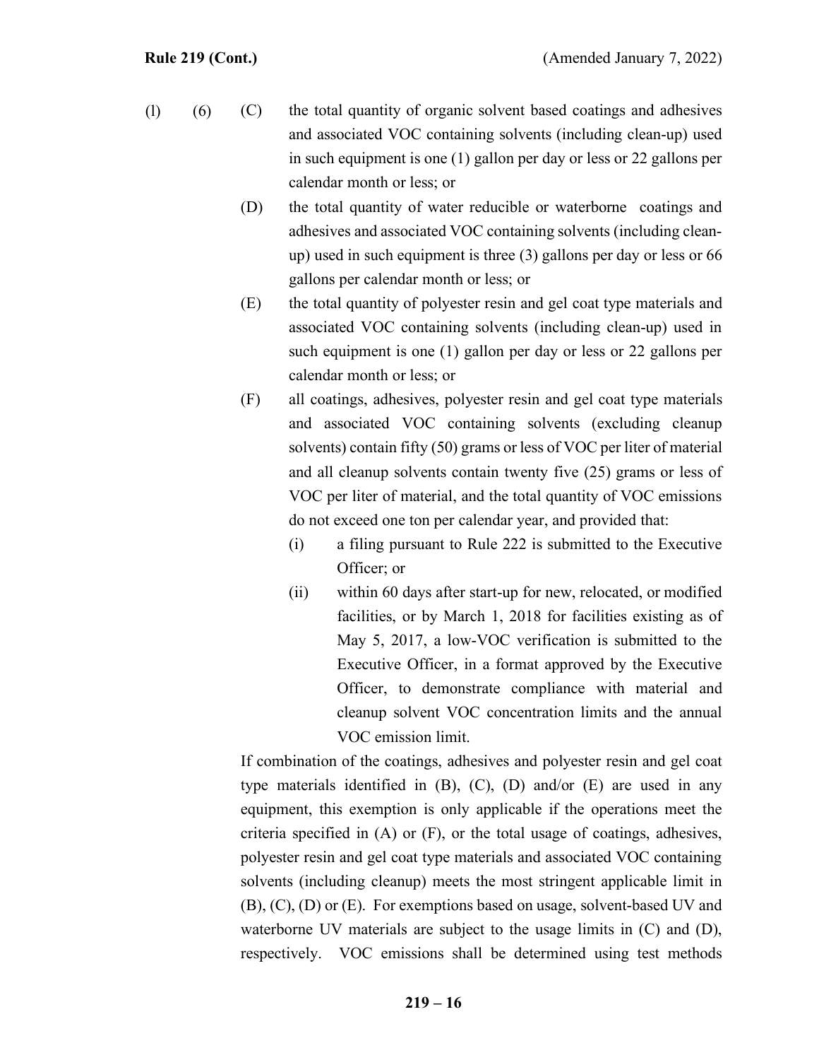(l) (6) (C) the total quantity of organic solvent based coatings and adhesives and associated VOC containing solvents (including clean-up) used in such equipment is one (1) gallon per day or less or 22 gallons per calendar month or less; or

(D) the total quantity of water reducible or waterborne coatings and adhesives and associated VOC containing solvents (including clean-up) used in such equipment is three (3) gallons per day or less or 66 gallons per calendar month or less; or

(E) the total quantity of polyester resin and gel coat type materials and associated VOC containing solvents (including clean-up) used in such equipment is one (1) gallon per day or less or 22 gallons per calendar month or less; or

(F) all coatings, adhesives, polyester resin and gel coat type materials and associated VOC containing solvents (excluding cleanup solvents) contain fifty (50) grams or less of VOC per liter of material and all cleanup solvents contain twenty five (25) grams or less of VOC per liter of material, and the total quantity of VOC emissions do not exceed one ton per calendar year, and provided that:

(i) a filing pursuant to Rule 222 is submitted to the Executive Officer; or

(ii) within 60 days after start-up for new, relocated, or modified facilities, or by March 1, 2018 for facilities existing as of May 5, 2017, a low-VOC verification is submitted to the Executive Officer, in a format approved by the Executive Officer, to demonstrate compliance with material and cleanup solvent VOC concentration limits and the annual VOC emission limit.

If combination of the coatings, adhesives and polyester resin and gel coat type materials identified in (B), (C), (D) and/or (E) are used in any equipment, this exemption is only applicable if the operations meet the criteria specified in (A) or (F), or the total usage of coatings, adhesives, polyester resin and gel coat type materials and associated VOC containing solvents (including cleanup) meets the most stringent applicable limit in (B), (C), (D) or (E). For exemptions based on usage, solvent-based UV and waterborne UV materials are subject to the usage limits in (C) and (D), respectively. VOC emissions shall be determined using test methods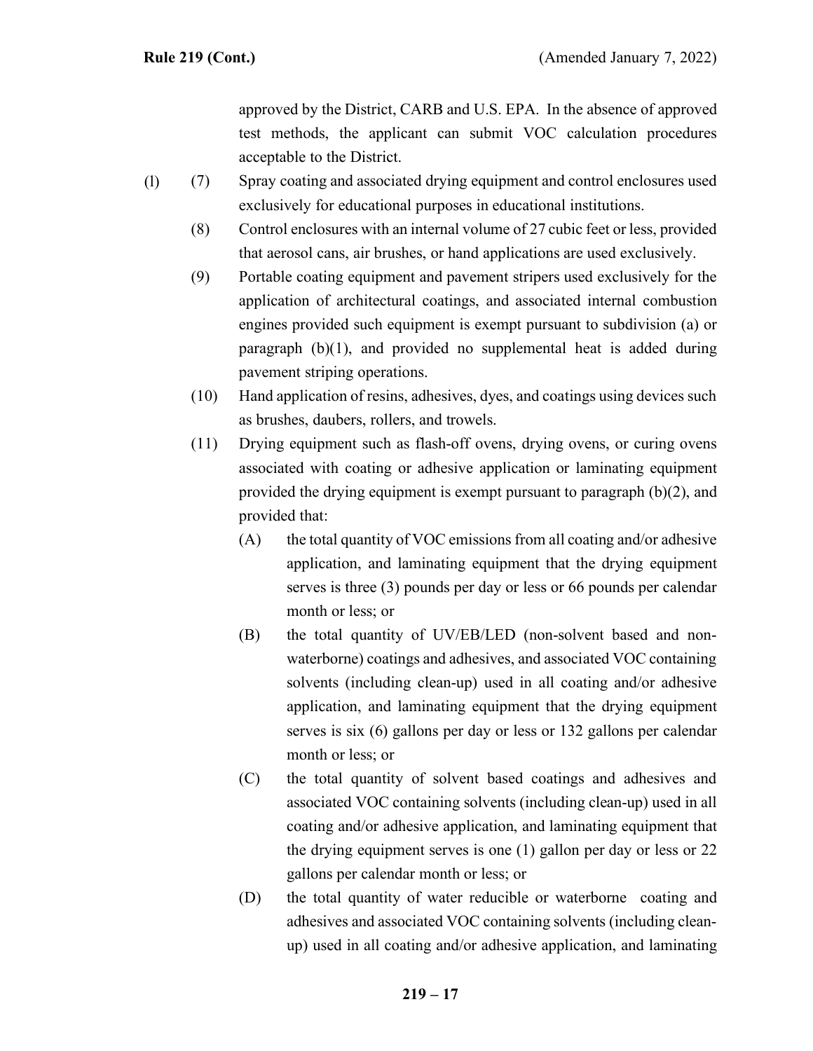approved by the District, CARB and U.S. EPA. In the absence of approved test methods, the applicant can submit VOC calculation procedures acceptable to the District.

(l) (7) Spray coating and associated drying equipment and control enclosures used exclusively for educational purposes in educational institutions.

(8) Control enclosures with an internal volume of 27 cubic feet or less, provided that aerosol cans, air brushes, or hand applications are used exclusively.

(9) Portable coating equipment and pavement stripers used exclusively for the application of architectural coatings, and associated internal combustion engines provided such equipment is exempt pursuant to subdivision (a) or paragraph (b)(1), and provided no supplemental heat is added during pavement striping operations.

(10) Hand application of resins, adhesives, dyes, and coatings using devices such as brushes, daubers, rollers, and trowels.

(11) Drying equipment such as flash-off ovens, drying ovens, or curing ovens associated with coating or adhesive application or laminating equipment provided the drying equipment is exempt pursuant to paragraph (b)(2), and provided that:

(A) the total quantity of VOC emissions from all coating and/or adhesive application, and laminating equipment that the drying equipment serves is three (3) pounds per day or less or 66 pounds per calendar month or less; or

(B) the total quantity of UV/EB/LED (non-solvent based and non-waterborne) coatings and adhesives, and associated VOC containing solvents (including clean-up) used in all coating and/or adhesive application, and laminating equipment that the drying equipment serves is six (6) gallons per day or less or 132 gallons per calendar month or less; or

(C) the total quantity of solvent based coatings and adhesives and associated VOC containing solvents (including clean-up) used in all coating and/or adhesive application, and laminating equipment that the drying equipment serves is one (1) gallon per day or less or 22 gallons per calendar month or less; or

(D) the total quantity of water reducible or waterborne coating and adhesives and associated VOC containing solvents (including clean-up) used in all coating and/or adhesive application, and laminating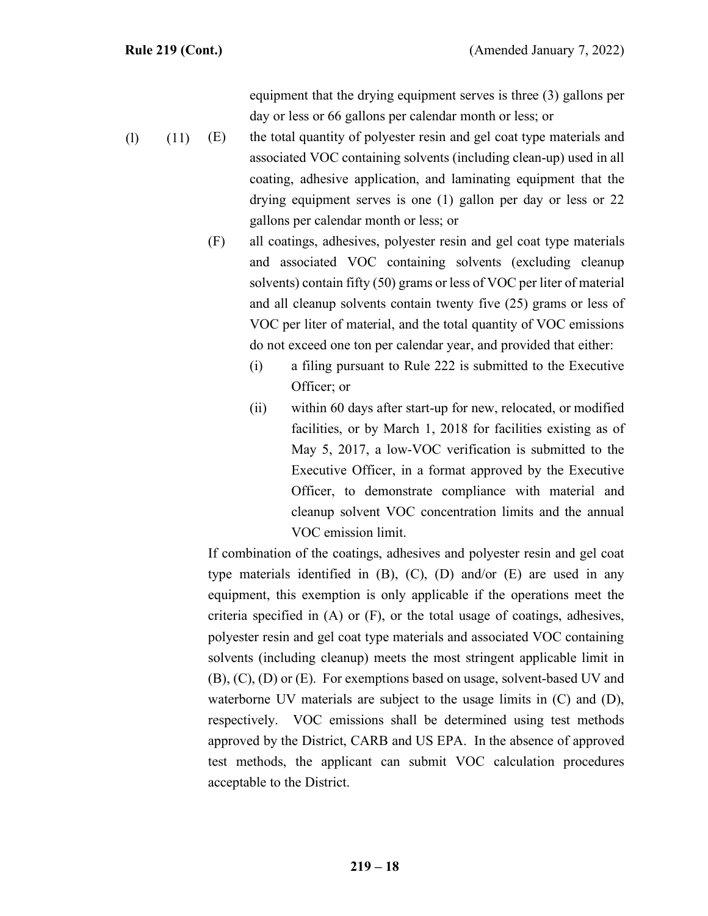equipment that the drying equipment serves is three (3) gallons per day or less or 66 gallons per calendar month or less; or

(l) (11) (E) the total quantity of polyester resin and gel coat type materials and associated VOC containing solvents (including clean-up) used in all coating, adhesive application, and laminating equipment that the drying equipment serves is one (1) gallon per day or less or 22 gallons per calendar month or less; or

(F) all coatings, adhesives, polyester resin and gel coat type materials and associated VOC containing solvents (excluding cleanup solvents) contain fifty (50) grams or less of VOC per liter of material and all cleanup solvents contain twenty five (25) grams or less of VOC per liter of material, and the total quantity of VOC emissions do not exceed one ton per calendar year, and provided that either:

(i) a filing pursuant to Rule 222 is submitted to the Executive Officer; or

(ii) within 60 days after start-up for new, relocated, or modified facilities, or by March 1, 2018 for facilities existing as of May 5, 2017, a low-VOC verification is submitted to the Executive Officer, in a format approved by the Executive Officer, to demonstrate compliance with material and cleanup solvent VOC concentration limits and the annual VOC emission limit.

If combination of the coatings, adhesives and polyester resin and gel coat type materials identified in (B), (C), (D) and/or (E) are used in any equipment, this exemption is only applicable if the operations meet the criteria specified in (A) or (F), or the total usage of coatings, adhesives, polyester resin and gel coat type materials and associated VOC containing solvents (including cleanup) meets the most stringent applicable limit in (B), (C), (D) or (E). For exemptions based on usage, solvent-based UV and waterborne UV materials are subject to the usage limits in (C) and (D), respectively. VOC emissions shall be determined using test methods approved by the District, CARB and US EPA. In the absence of approved test methods, the applicant can submit VOC calculation procedures acceptable to the District.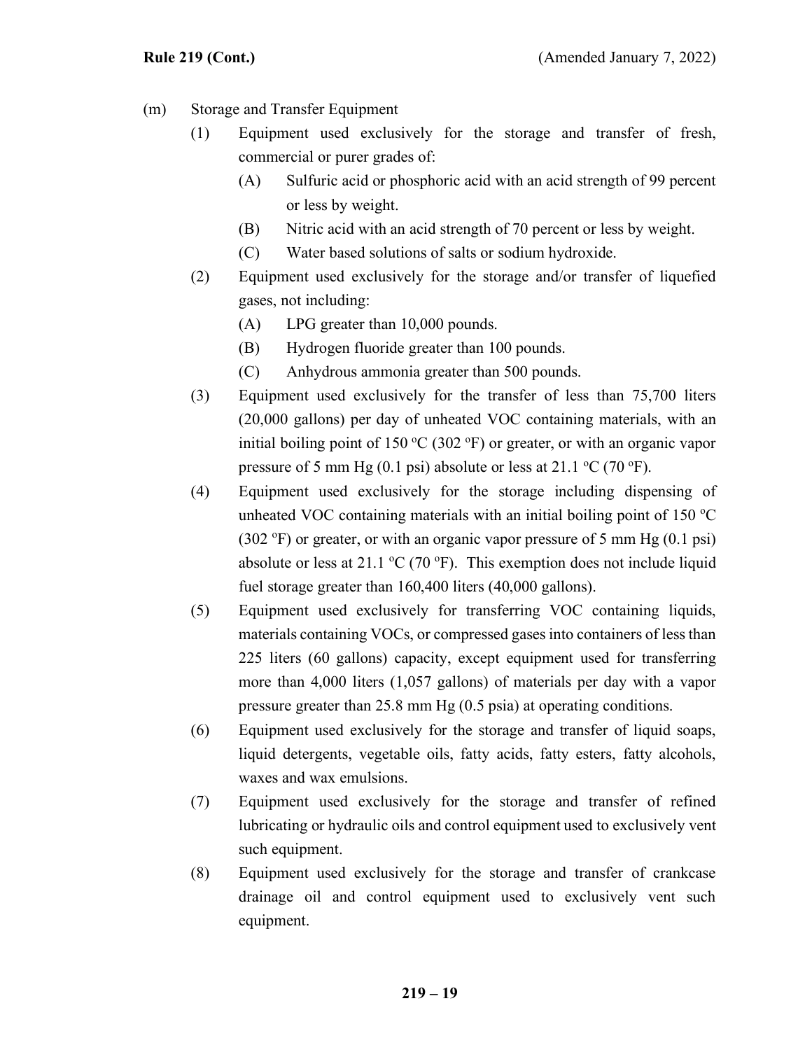(m) Storage and Transfer Equipment

  (1) Equipment used exclusively for the storage and transfer of fresh, commercial or purer grades of:

    (A) Sulfuric acid or phosphoric acid with an acid strength of 99 percent or less by weight.

    (B) Nitric acid with an acid strength of 70 percent or less by weight.

    (C) Water based solutions of salts or sodium hydroxide.

  (2) Equipment used exclusively for the storage and/or transfer of liquefied gases, not including:

    (A) LPG greater than 10,000 pounds.

    (B) Hydrogen fluoride greater than 100 pounds.

    (C) Anhydrous ammonia greater than 500 pounds.

  (3) Equipment used exclusively for the transfer of less than 75,700 liters (20,000 gallons) per day of unheated VOC containing materials, with an initial boiling point of 150 °C (302 °F) or greater, or with an organic vapor pressure of 5 mm Hg (0.1 psi) absolute or less at 21.1 °C (70 °F).

  (4) Equipment used exclusively for the storage including dispensing of unheated VOC containing materials with an initial boiling point of 150 °C (302 °F) or greater, or with an organic vapor pressure of 5 mm Hg (0.1 psi) absolute or less at 21.1 °C (70 °F). This exemption does not include liquid fuel storage greater than 160,400 liters (40,000 gallons).

  (5) Equipment used exclusively for transferring VOC containing liquids, materials containing VOCs, or compressed gases into containers of less than 225 liters (60 gallons) capacity, except equipment used for transferring more than 4,000 liters (1,057 gallons) of materials per day with a vapor pressure greater than 25.8 mm Hg (0.5 psia) at operating conditions.

  (6) Equipment used exclusively for the storage and transfer of liquid soaps, liquid detergents, vegetable oils, fatty acids, fatty esters, fatty alcohols, waxes and wax emulsions.

  (7) Equipment used exclusively for the storage and transfer of refined lubricating or hydraulic oils and control equipment used to exclusively vent such equipment.

  (8) Equipment used exclusively for the storage and transfer of crankcase drainage oil and control equipment used to exclusively vent such equipment.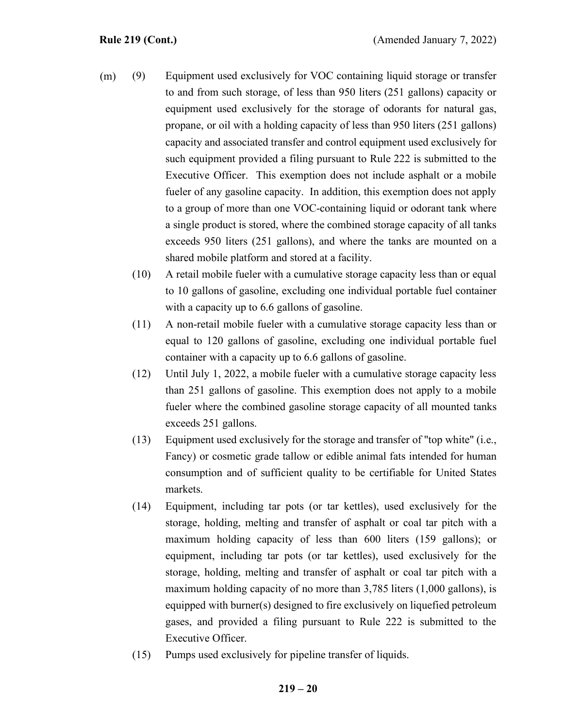(m) (9) Equipment used exclusively for VOC containing liquid storage or transfer to and from such storage, of less than 950 liters (251 gallons) capacity or equipment used exclusively for the storage of odorants for natural gas, propane, or oil with a holding capacity of less than 950 liters (251 gallons) capacity and associated transfer and control equipment used exclusively for such equipment provided a filing pursuant to Rule 222 is submitted to the Executive Officer. This exemption does not include asphalt or a mobile fueler of any gasoline capacity. In addition, this exemption does not apply to a group of more than one VOC-containing liquid or odorant tank where a single product is stored, where the combined storage capacity of all tanks exceeds 950 liters (251 gallons), and where the tanks are mounted on a shared mobile platform and stored at a facility.

(10) A retail mobile fueler with a cumulative storage capacity less than or equal to 10 gallons of gasoline, excluding one individual portable fuel container with a capacity up to 6.6 gallons of gasoline.

(11) A non-retail mobile fueler with a cumulative storage capacity less than or equal to 120 gallons of gasoline, excluding one individual portable fuel container with a capacity up to 6.6 gallons of gasoline.

(12) Until July 1, 2022, a mobile fueler with a cumulative storage capacity less than 251 gallons of gasoline. This exemption does not apply to a mobile fueler where the combined gasoline storage capacity of all mounted tanks exceeds 251 gallons.

(13) Equipment used exclusively for the storage and transfer of "top white" (i.e., Fancy) or cosmetic grade tallow or edible animal fats intended for human consumption and of sufficient quality to be certifiable for United States markets.

(14) Equipment, including tar pots (or tar kettles), used exclusively for the storage, holding, melting and transfer of asphalt or coal tar pitch with a maximum holding capacity of less than 600 liters (159 gallons); or equipment, including tar pots (or tar kettles), used exclusively for the storage, holding, melting and transfer of asphalt or coal tar pitch with a maximum holding capacity of no more than 3,785 liters (1,000 gallons), is equipped with burner(s) designed to fire exclusively on liquefied petroleum gases, and provided a filing pursuant to Rule 222 is submitted to the Executive Officer.

(15) Pumps used exclusively for pipeline transfer of liquids.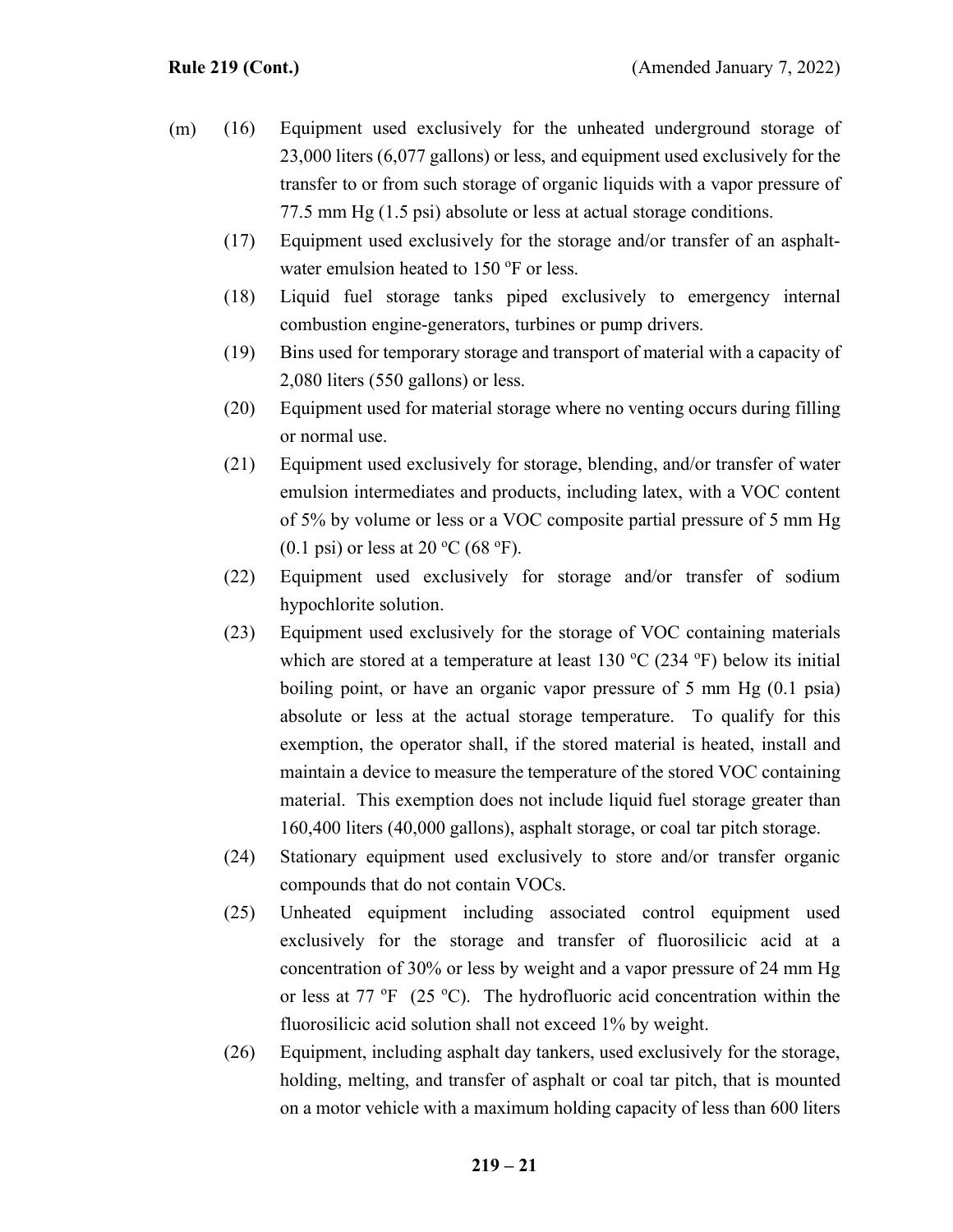(m) (16) Equipment used exclusively for the unheated underground storage of 23,000 liters (6,077 gallons) or less, and equipment used exclusively for the transfer to or from such storage of organic liquids with a vapor pressure of 77.5 mm Hg (1.5 psi) absolute or less at actual storage conditions.

(17) Equipment used exclusively for the storage and/or transfer of an asphalt-water emulsion heated to 150 °F or less.

(18) Liquid fuel storage tanks piped exclusively to emergency internal combustion engine-generators, turbines or pump drivers.

(19) Bins used for temporary storage and transport of material with a capacity of 2,080 liters (550 gallons) or less.

(20) Equipment used for material storage where no venting occurs during filling or normal use.

(21) Equipment used exclusively for storage, blending, and/or transfer of water emulsion intermediates and products, including latex, with a VOC content of 5% by volume or less or a VOC composite partial pressure of 5 mm Hg (0.1 psi) or less at 20 °C (68 °F).

(22) Equipment used exclusively for storage and/or transfer of sodium hypochlorite solution.

(23) Equipment used exclusively for the storage of VOC containing materials which are stored at a temperature at least 130 °C (234 °F) below its initial boiling point, or have an organic vapor pressure of 5 mm Hg (0.1 psia) absolute or less at the actual storage temperature. To qualify for this exemption, the operator shall, if the stored material is heated, install and maintain a device to measure the temperature of the stored VOC containing material. This exemption does not include liquid fuel storage greater than 160,400 liters (40,000 gallons), asphalt storage, or coal tar pitch storage.

(24) Stationary equipment used exclusively to store and/or transfer organic compounds that do not contain VOCs.

(25) Unheated equipment including associated control equipment used exclusively for the storage and transfer of fluorosilicic acid at a concentration of 30% or less by weight and a vapor pressure of 24 mm Hg or less at 77 °F (25 °C). The hydrofluoric acid concentration within the fluorosilicic acid solution shall not exceed 1% by weight.

(26) Equipment, including asphalt day tankers, used exclusively for the storage, holding, melting, and transfer of asphalt or coal tar pitch, that is mounted on a motor vehicle with a maximum holding capacity of less than 600 liters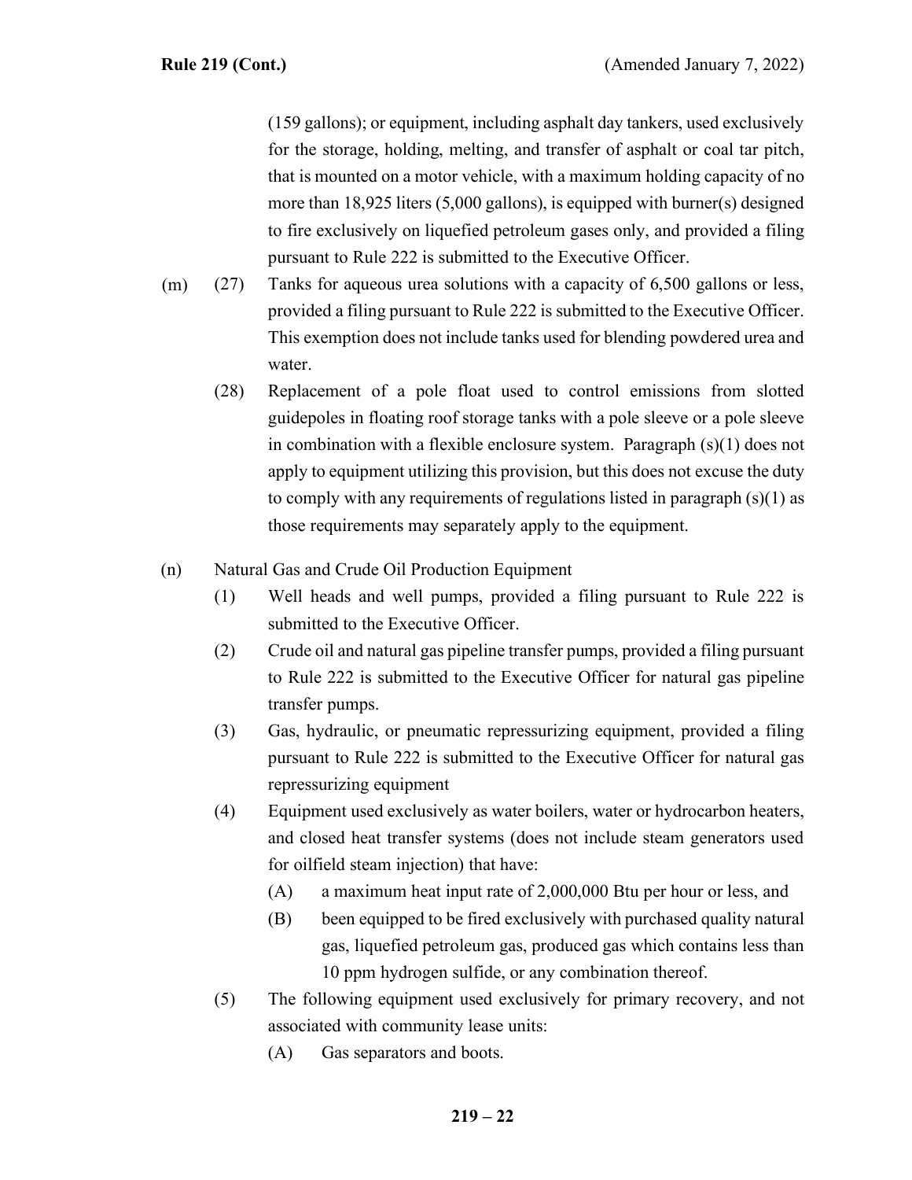(159 gallons); or equipment, including asphalt day tankers, used exclusively for the storage, holding, melting, and transfer of asphalt or coal tar pitch, that is mounted on a motor vehicle, with a maximum holding capacity of no more than 18,925 liters (5,000 gallons), is equipped with burner(s) designed to fire exclusively on liquefied petroleum gases only, and provided a filing pursuant to Rule 222 is submitted to the Executive Officer.

(m) (27) Tanks for aqueous urea solutions with a capacity of 6,500 gallons or less, provided a filing pursuant to Rule 222 is submitted to the Executive Officer. This exemption does not include tanks used for blending powdered urea and water.

(28) Replacement of a pole float used to control emissions from slotted guidepoles in floating roof storage tanks with a pole sleeve or a pole sleeve in combination with a flexible enclosure system. Paragraph (s)(1) does not apply to equipment utilizing this provision, but this does not excuse the duty to comply with any requirements of regulations listed in paragraph (s)(1) as those requirements may separately apply to the equipment.

(n) Natural Gas and Crude Oil Production Equipment

(1) Well heads and well pumps, provided a filing pursuant to Rule 222 is submitted to the Executive Officer.

(2) Crude oil and natural gas pipeline transfer pumps, provided a filing pursuant to Rule 222 is submitted to the Executive Officer for natural gas pipeline transfer pumps.

(3) Gas, hydraulic, or pneumatic repressurizing equipment, provided a filing pursuant to Rule 222 is submitted to the Executive Officer for natural gas repressurizing equipment

(4) Equipment used exclusively as water boilers, water or hydrocarbon heaters, and closed heat transfer systems (does not include steam generators used for oilfield steam injection) that have:

(A) a maximum heat input rate of 2,000,000 Btu per hour or less, and

(B) been equipped to be fired exclusively with purchased quality natural gas, liquefied petroleum gas, produced gas which contains less than 10 ppm hydrogen sulfide, or any combination thereof.

(5) The following equipment used exclusively for primary recovery, and not associated with community lease units:

(A) Gas separators and boots.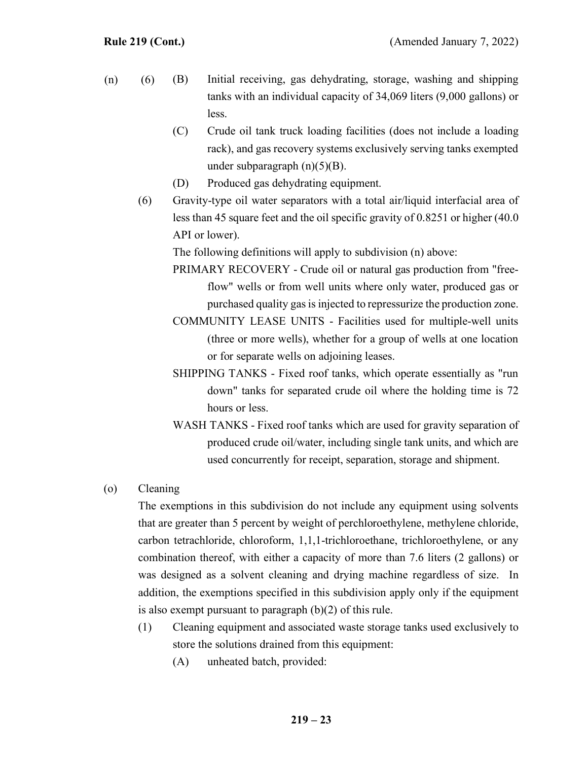(n) (6) (B) Initial receiving, gas dehydrating, storage, washing and shipping tanks with an individual capacity of 34,069 liters (9,000 gallons) or less.

(C) Crude oil tank truck loading facilities (does not include a loading rack), and gas recovery systems exclusively serving tanks exempted under subparagraph (n)(5)(B).

(D) Produced gas dehydrating equipment.

(6) Gravity-type oil water separators with a total air/liquid interfacial area of less than 45 square feet and the oil specific gravity of 0.8251 or higher (40.0 API or lower).

The following definitions will apply to subdivision (n) above:

PRIMARY RECOVERY - Crude oil or natural gas production from "free-flow" wells or from well units where only water, produced gas or purchased quality gas is injected to repressurize the production zone.

COMMUNITY LEASE UNITS - Facilities used for multiple-well units (three or more wells), whether for a group of wells at one location or for separate wells on adjoining leases.

SHIPPING TANKS - Fixed roof tanks, which operate essentially as "run down" tanks for separated crude oil where the holding time is 72 hours or less.

WASH TANKS - Fixed roof tanks which are used for gravity separation of produced crude oil/water, including single tank units, and which are used concurrently for receipt, separation, storage and shipment.

(o) Cleaning

The exemptions in this subdivision do not include any equipment using solvents that are greater than 5 percent by weight of perchloroethylene, methylene chloride, carbon tetrachloride, chloroform, 1,1,1-trichloroethane, trichloroethylene, or any combination thereof, with either a capacity of more than 7.6 liters (2 gallons) or was designed as a solvent cleaning and drying machine regardless of size. In addition, the exemptions specified in this subdivision apply only if the equipment is also exempt pursuant to paragraph (b)(2) of this rule.

(1) Cleaning equipment and associated waste storage tanks used exclusively to store the solutions drained from this equipment:

(A) unheated batch, provided: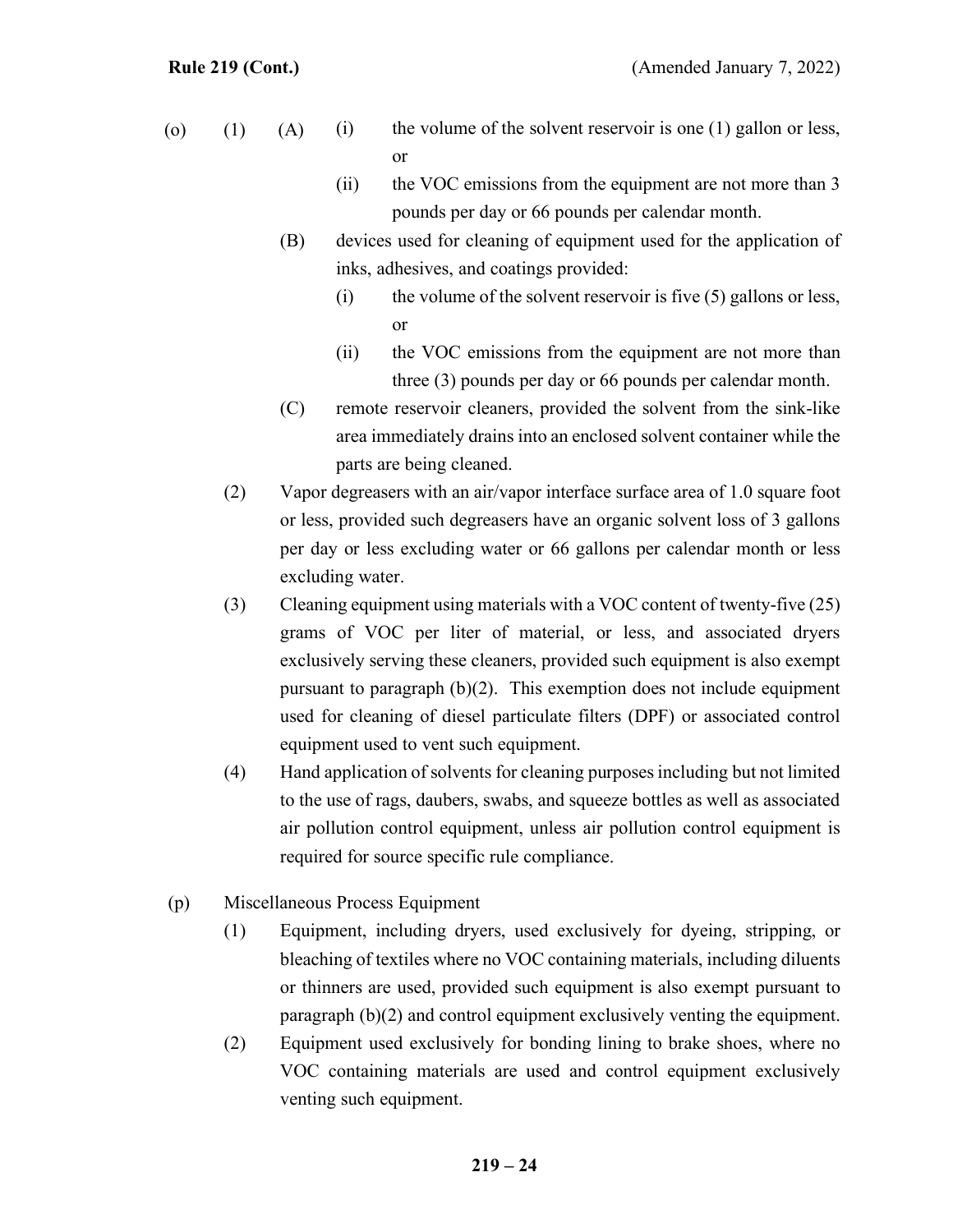(o) (1) (A) (i) the volume of the solvent reservoir is one (1) gallon or less, or

(ii) the VOC emissions from the equipment are not more than 3 pounds per day or 66 pounds per calendar month.

(B) devices used for cleaning of equipment used for the application of inks, adhesives, and coatings provided:

(i) the volume of the solvent reservoir is five (5) gallons or less, or

(ii) the VOC emissions from the equipment are not more than three (3) pounds per day or 66 pounds per calendar month.

(C) remote reservoir cleaners, provided the solvent from the sink-like area immediately drains into an enclosed solvent container while the parts are being cleaned.

(2) Vapor degreasers with an air/vapor interface surface area of 1.0 square foot or less, provided such degreasers have an organic solvent loss of 3 gallons per day or less excluding water or 66 gallons per calendar month or less excluding water.

(3) Cleaning equipment using materials with a VOC content of twenty-five (25) grams of VOC per liter of material, or less, and associated dryers exclusively serving these cleaners, provided such equipment is also exempt pursuant to paragraph (b)(2). This exemption does not include equipment used for cleaning of diesel particulate filters (DPF) or associated control equipment used to vent such equipment.

(4) Hand application of solvents for cleaning purposes including but not limited to the use of rags, daubers, swabs, and squeeze bottles as well as associated air pollution control equipment, unless air pollution control equipment is required for source specific rule compliance.

(p) Miscellaneous Process Equipment

(1) Equipment, including dryers, used exclusively for dyeing, stripping, or bleaching of textiles where no VOC containing materials, including diluents or thinners are used, provided such equipment is also exempt pursuant to paragraph (b)(2) and control equipment exclusively venting the equipment.

(2) Equipment used exclusively for bonding lining to brake shoes, where no VOC containing materials are used and control equipment exclusively venting such equipment.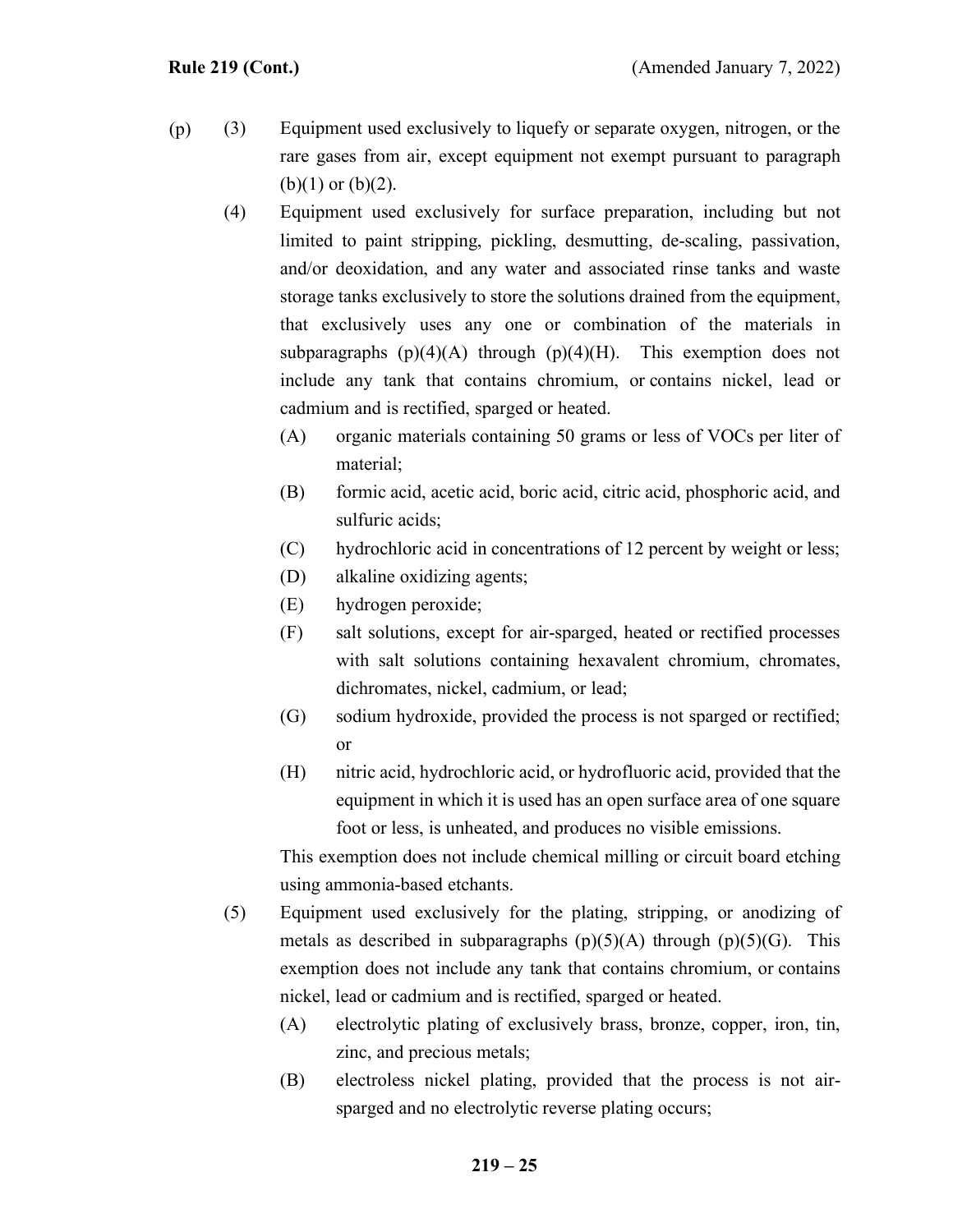(p) (3) Equipment used exclusively to liquefy or separate oxygen, nitrogen, or the rare gases from air, except equipment not exempt pursuant to paragraph (b)(1) or (b)(2).

(4) Equipment used exclusively for surface preparation, including but not limited to paint stripping, pickling, desmutting, de-scaling, passivation, and/or deoxidation, and any water and associated rinse tanks and waste storage tanks exclusively to store the solutions drained from the equipment, that exclusively uses any one or combination of the materials in subparagraphs (p)(4)(A) through (p)(4)(H). This exemption does not include any tank that contains chromium, or contains nickel, lead or cadmium and is rectified, sparged or heated.

(A) organic materials containing 50 grams or less of VOCs per liter of material;

(B) formic acid, acetic acid, boric acid, citric acid, phosphoric acid, and sulfuric acids;

(C) hydrochloric acid in concentrations of 12 percent by weight or less;

(D) alkaline oxidizing agents;

(E) hydrogen peroxide;

(F) salt solutions, except for air-sparged, heated or rectified processes with salt solutions containing hexavalent chromium, chromates, dichromates, nickel, cadmium, or lead;

(G) sodium hydroxide, provided the process is not sparged or rectified; or

(H) nitric acid, hydrochloric acid, or hydrofluoric acid, provided that the equipment in which it is used has an open surface area of one square foot or less, is unheated, and produces no visible emissions.

This exemption does not include chemical milling or circuit board etching using ammonia-based etchants.

(5) Equipment used exclusively for the plating, stripping, or anodizing of metals as described in subparagraphs (p)(5)(A) through (p)(5)(G). This exemption does not include any tank that contains chromium, or contains nickel, lead or cadmium and is rectified, sparged or heated.

(A) electrolytic plating of exclusively brass, bronze, copper, iron, tin, zinc, and precious metals;

(B) electroless nickel plating, provided that the process is not air-sparged and no electrolytic reverse plating occurs;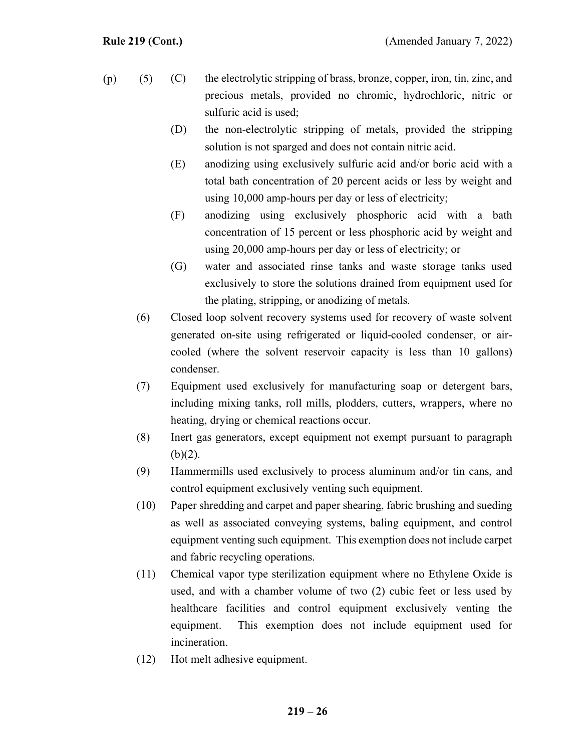(p) (5) (C) the electrolytic stripping of brass, bronze, copper, iron, tin, zinc, and precious metals, provided no chromic, hydrochloric, nitric or sulfuric acid is used;

(D) the non-electrolytic stripping of metals, provided the stripping solution is not sparged and does not contain nitric acid.

(E) anodizing using exclusively sulfuric acid and/or boric acid with a total bath concentration of 20 percent acids or less by weight and using 10,000 amp-hours per day or less of electricity;

(F) anodizing using exclusively phosphoric acid with a bath concentration of 15 percent or less phosphoric acid by weight and using 20,000 amp-hours per day or less of electricity; or

(G) water and associated rinse tanks and waste storage tanks used exclusively to store the solutions drained from equipment used for the plating, stripping, or anodizing of metals.

(6) Closed loop solvent recovery systems used for recovery of waste solvent generated on-site using refrigerated or liquid-cooled condenser, or air-cooled (where the solvent reservoir capacity is less than 10 gallons) condenser.

(7) Equipment used exclusively for manufacturing soap or detergent bars, including mixing tanks, roll mills, plodders, cutters, wrappers, where no heating, drying or chemical reactions occur.

(8) Inert gas generators, except equipment not exempt pursuant to paragraph (b)(2).

(9) Hammermills used exclusively to process aluminum and/or tin cans, and control equipment exclusively venting such equipment.

(10) Paper shredding and carpet and paper shearing, fabric brushing and sueding as well as associated conveying systems, baling equipment, and control equipment venting such equipment. This exemption does not include carpet and fabric recycling operations.

(11) Chemical vapor type sterilization equipment where no Ethylene Oxide is used, and with a chamber volume of two (2) cubic feet or less used by healthcare facilities and control equipment exclusively venting the equipment. This exemption does not include equipment used for incineration.

(12) Hot melt adhesive equipment.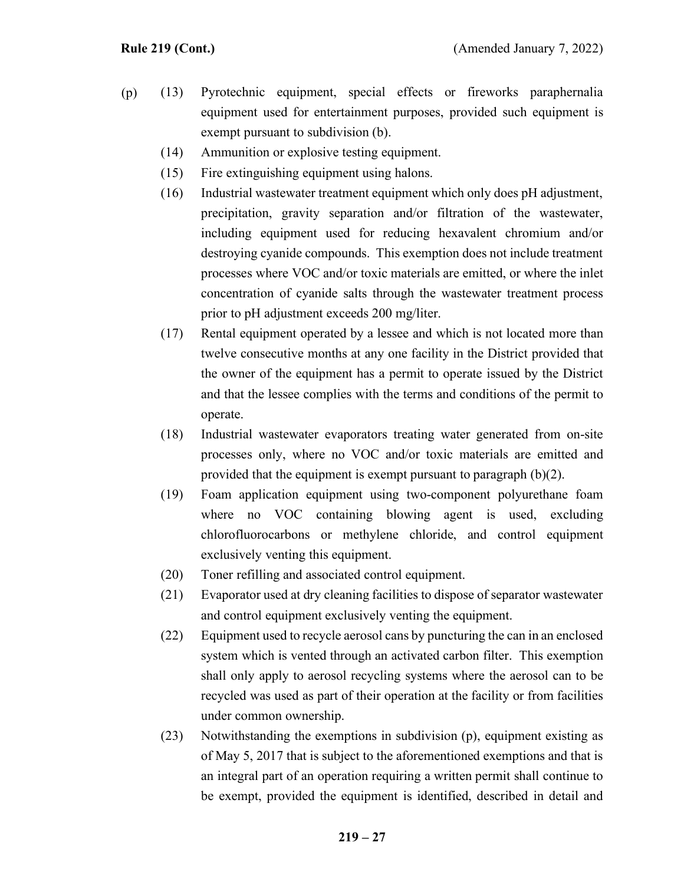(p) (13) Pyrotechnic equipment, special effects or fireworks paraphernalia equipment used for entertainment purposes, provided such equipment is exempt pursuant to subdivision (b).

(14) Ammunition or explosive testing equipment.

(15) Fire extinguishing equipment using halons.

(16) Industrial wastewater treatment equipment which only does pH adjustment, precipitation, gravity separation and/or filtration of the wastewater, including equipment used for reducing hexavalent chromium and/or destroying cyanide compounds. This exemption does not include treatment processes where VOC and/or toxic materials are emitted, or where the inlet concentration of cyanide salts through the wastewater treatment process prior to pH adjustment exceeds 200 mg/liter.

(17) Rental equipment operated by a lessee and which is not located more than twelve consecutive months at any one facility in the District provided that the owner of the equipment has a permit to operate issued by the District and that the lessee complies with the terms and conditions of the permit to operate.

(18) Industrial wastewater evaporators treating water generated from on-site processes only, where no VOC and/or toxic materials are emitted and provided that the equipment is exempt pursuant to paragraph (b)(2).

(19) Foam application equipment using two-component polyurethane foam where no VOC containing blowing agent is used, excluding chlorofluorocarbons or methylene chloride, and control equipment exclusively venting this equipment.

(20) Toner refilling and associated control equipment.

(21) Evaporator used at dry cleaning facilities to dispose of separator wastewater and control equipment exclusively venting the equipment.

(22) Equipment used to recycle aerosol cans by puncturing the can in an enclosed system which is vented through an activated carbon filter. This exemption shall only apply to aerosol recycling systems where the aerosol can to be recycled was used as part of their operation at the facility or from facilities under common ownership.

(23) Notwithstanding the exemptions in subdivision (p), equipment existing as of May 5, 2017 that is subject to the aforementioned exemptions and that is an integral part of an operation requiring a written permit shall continue to be exempt, provided the equipment is identified, described in detail and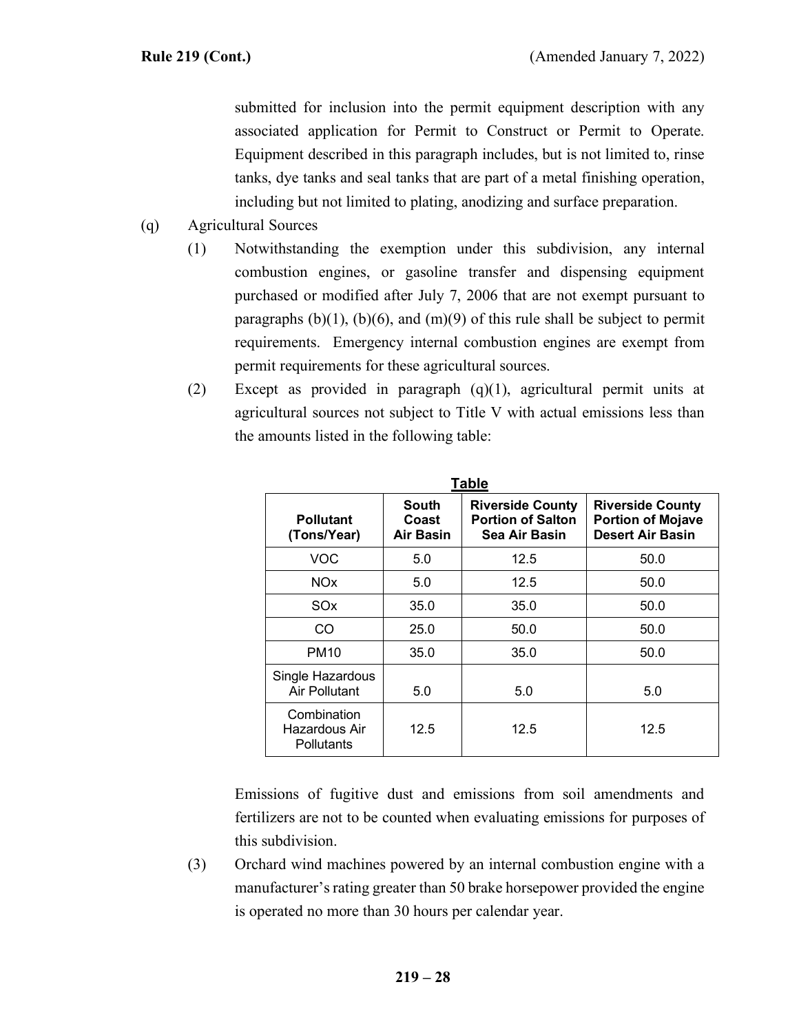submitted for inclusion into the permit equipment description with any associated application for Permit to Construct or Permit to Operate. Equipment described in this paragraph includes, but is not limited to, rinse tanks, dye tanks and seal tanks that are part of a metal finishing operation, including but not limited to plating, anodizing and surface preparation.

(q) Agricultural Sources

(1) Notwithstanding the exemption under this subdivision, any internal combustion engines, or gasoline transfer and dispensing equipment purchased or modified after July 7, 2006 that are not exempt pursuant to paragraphs (b)(1), (b)(6), and (m)(9) of this rule shall be subject to permit requirements. Emergency internal combustion engines are exempt from permit requirements for these agricultural sources.

(2) Except as provided in paragraph (q)(1), agricultural permit units at agricultural sources not subject to Title V with actual emissions less than the amounts listed in the following table:

**Table**

| Pollutant (Tons/Year) | South Coast Air Basin | Riverside County Portion of Salton Sea Air Basin | Riverside County Portion of Mojave Desert Air Basin |
|---|---|---|---|
| VOC | 5.0 | 12.5 | 50.0 |
| NOx | 5.0 | 12.5 | 50.0 |
| SOx | 35.0 | 35.0 | 50.0 |
| CO | 25.0 | 50.0 | 50.0 |
| PM10 | 35.0 | 35.0 | 50.0 |
| Single Hazardous Air Pollutant | 5.0 | 5.0 | 5.0 |
| Combination Hazardous Air Pollutants | 12.5 | 12.5 | 12.5 |

Emissions of fugitive dust and emissions from soil amendments and fertilizers are not to be counted when evaluating emissions for purposes of this subdivision.

(3) Orchard wind machines powered by an internal combustion engine with a manufacturer's rating greater than 50 brake horsepower provided the engine is operated no more than 30 hours per calendar year.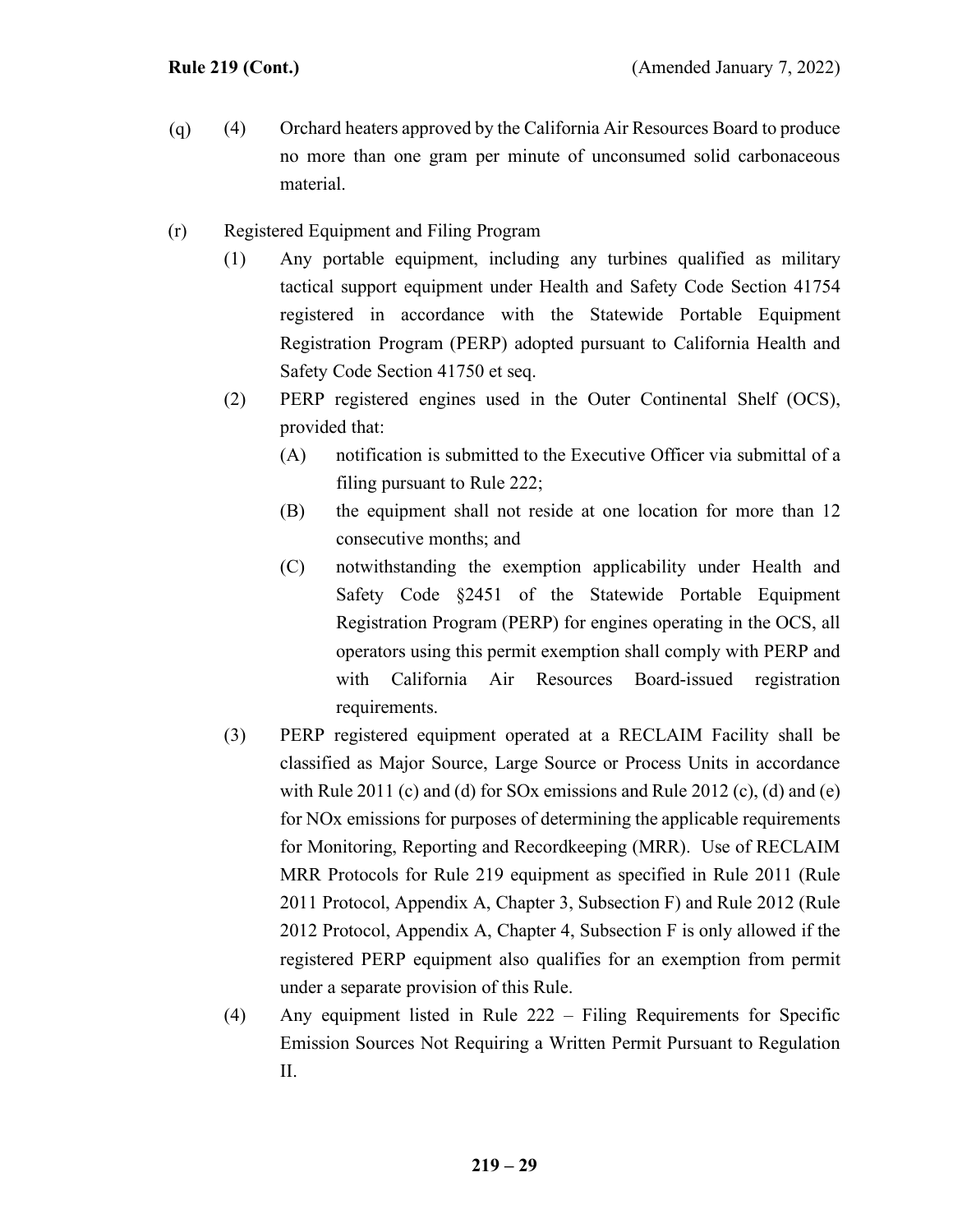(q) (4) Orchard heaters approved by the California Air Resources Board to produce no more than one gram per minute of unconsumed solid carbonaceous material.

(r) Registered Equipment and Filing Program

(1) Any portable equipment, including any turbines qualified as military tactical support equipment under Health and Safety Code Section 41754 registered in accordance with the Statewide Portable Equipment Registration Program (PERP) adopted pursuant to California Health and Safety Code Section 41750 et seq.

(2) PERP registered engines used in the Outer Continental Shelf (OCS), provided that:

(A) notification is submitted to the Executive Officer via submittal of a filing pursuant to Rule 222;

(B) the equipment shall not reside at one location for more than 12 consecutive months; and

(C) notwithstanding the exemption applicability under Health and Safety Code §2451 of the Statewide Portable Equipment Registration Program (PERP) for engines operating in the OCS, all operators using this permit exemption shall comply with PERP and with California Air Resources Board-issued registration requirements.

(3) PERP registered equipment operated at a RECLAIM Facility shall be classified as Major Source, Large Source or Process Units in accordance with Rule 2011 (c) and (d) for SOx emissions and Rule 2012 (c), (d) and (e) for NOx emissions for purposes of determining the applicable requirements for Monitoring, Reporting and Recordkeeping (MRR). Use of RECLAIM MRR Protocols for Rule 219 equipment as specified in Rule 2011 (Rule 2011 Protocol, Appendix A, Chapter 3, Subsection F) and Rule 2012 (Rule 2012 Protocol, Appendix A, Chapter 4, Subsection F is only allowed if the registered PERP equipment also qualifies for an exemption from permit under a separate provision of this Rule.

(4) Any equipment listed in Rule 222 – Filing Requirements for Specific Emission Sources Not Requiring a Written Permit Pursuant to Regulation II.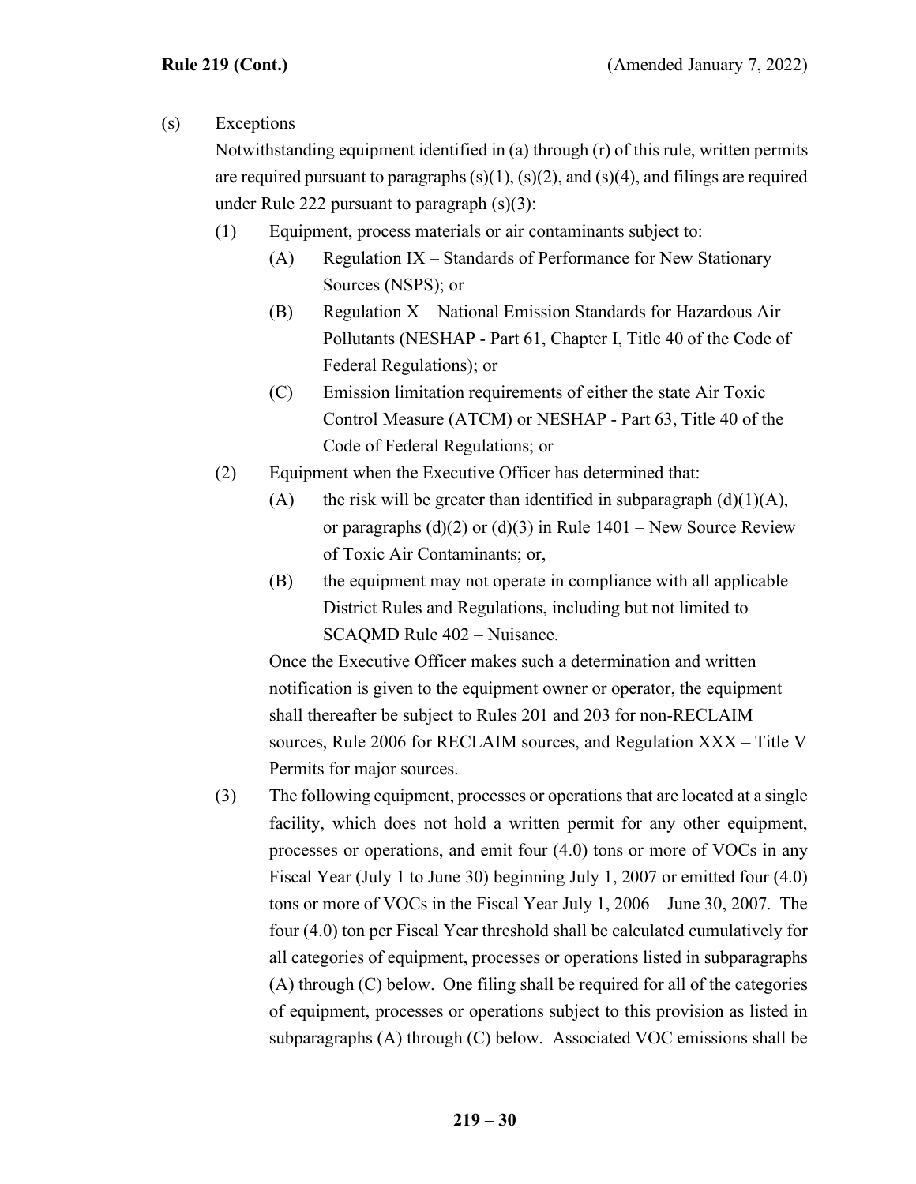(s) Exceptions

Notwithstanding equipment identified in (a) through (r) of this rule, written permits are required pursuant to paragraphs (s)(1), (s)(2), and (s)(4), and filings are required under Rule 222 pursuant to paragraph (s)(3):

- (1) Equipment, process materials or air contaminants subject to:
  - (A) Regulation IX – Standards of Performance for New Stationary Sources (NSPS); or
  - (B) Regulation X – National Emission Standards for Hazardous Air Pollutants (NESHAP - Part 61, Chapter I, Title 40 of the Code of Federal Regulations); or
  - (C) Emission limitation requirements of either the state Air Toxic Control Measure (ATCM) or NESHAP - Part 63, Title 40 of the Code of Federal Regulations; or
- (2) Equipment when the Executive Officer has determined that:
  - (A) the risk will be greater than identified in subparagraph (d)(1)(A), or paragraphs (d)(2) or (d)(3) in Rule 1401 – New Source Review of Toxic Air Contaminants; or,
  - (B) the equipment may not operate in compliance with all applicable District Rules and Regulations, including but not limited to SCAQMD Rule 402 – Nuisance.

  Once the Executive Officer makes such a determination and written notification is given to the equipment owner or operator, the equipment shall thereafter be subject to Rules 201 and 203 for non-RECLAIM sources, Rule 2006 for RECLAIM sources, and Regulation XXX – Title V Permits for major sources.
- (3) The following equipment, processes or operations that are located at a single facility, which does not hold a written permit for any other equipment, processes or operations, and emit four (4.0) tons or more of VOCs in any Fiscal Year (July 1 to June 30) beginning July 1, 2007 or emitted four (4.0) tons or more of VOCs in the Fiscal Year July 1, 2006 – June 30, 2007. The four (4.0) ton per Fiscal Year threshold shall be calculated cumulatively for all categories of equipment, processes or operations listed in subparagraphs (A) through (C) below. One filing shall be required for all of the categories of equipment, processes or operations subject to this provision as listed in subparagraphs (A) through (C) below. Associated VOC emissions shall be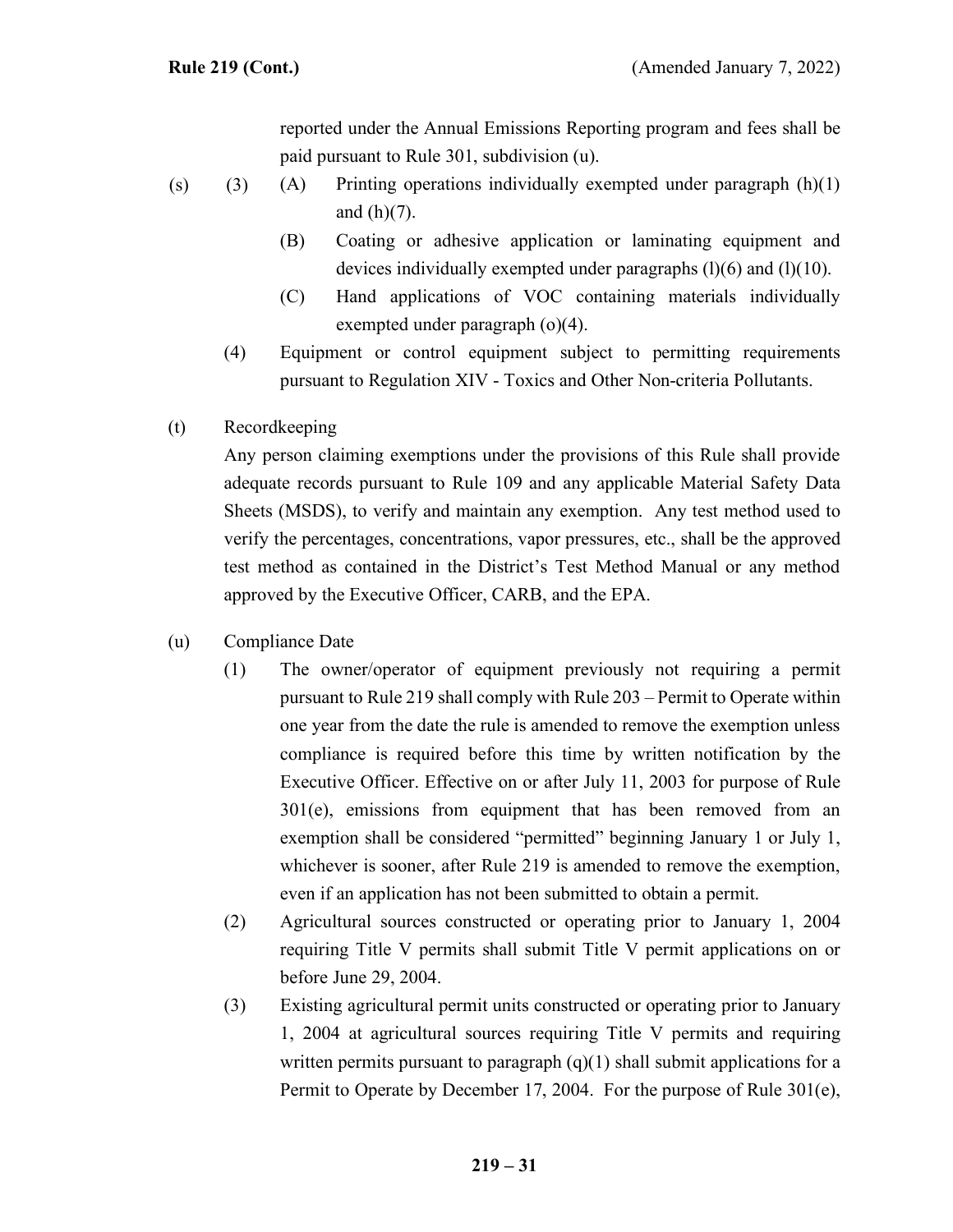reported under the Annual Emissions Reporting program and fees shall be paid pursuant to Rule 301, subdivision (u).

(s) (3) (A) Printing operations individually exempted under paragraph (h)(1) and (h)(7).

(B) Coating or adhesive application or laminating equipment and devices individually exempted under paragraphs (l)(6) and (l)(10).

(C) Hand applications of VOC containing materials individually exempted under paragraph (o)(4).

(4) Equipment or control equipment subject to permitting requirements pursuant to Regulation XIV - Toxics and Other Non-criteria Pollutants.

(t) Recordkeeping

Any person claiming exemptions under the provisions of this Rule shall provide adequate records pursuant to Rule 109 and any applicable Material Safety Data Sheets (MSDS), to verify and maintain any exemption. Any test method used to verify the percentages, concentrations, vapor pressures, etc., shall be the approved test method as contained in the District's Test Method Manual or any method approved by the Executive Officer, CARB, and the EPA.

(u) Compliance Date

(1) The owner/operator of equipment previously not requiring a permit pursuant to Rule 219 shall comply with Rule 203 – Permit to Operate within one year from the date the rule is amended to remove the exemption unless compliance is required before this time by written notification by the Executive Officer. Effective on or after July 11, 2003 for purpose of Rule 301(e), emissions from equipment that has been removed from an exemption shall be considered "permitted" beginning January 1 or July 1, whichever is sooner, after Rule 219 is amended to remove the exemption, even if an application has not been submitted to obtain a permit.

(2) Agricultural sources constructed or operating prior to January 1, 2004 requiring Title V permits shall submit Title V permit applications on or before June 29, 2004.

(3) Existing agricultural permit units constructed or operating prior to January 1, 2004 at agricultural sources requiring Title V permits and requiring written permits pursuant to paragraph (q)(1) shall submit applications for a Permit to Operate by December 17, 2004. For the purpose of Rule 301(e),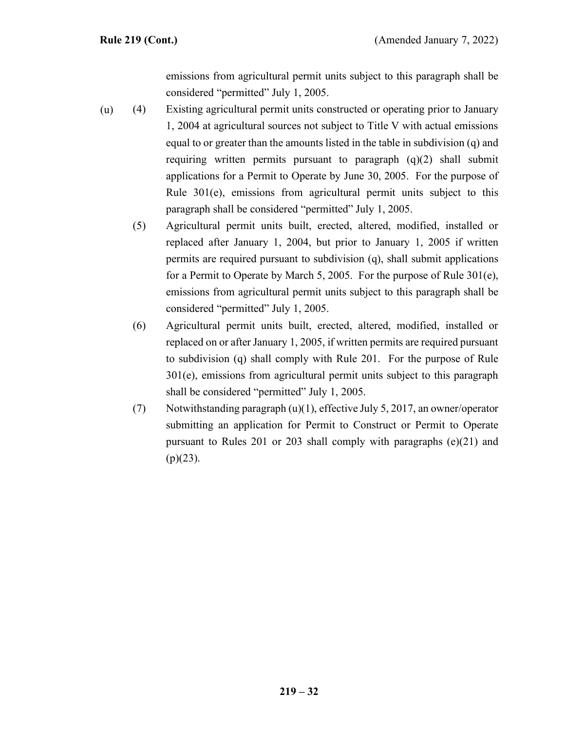emissions from agricultural permit units subject to this paragraph shall be considered "permitted" July 1, 2005.

(u) (4) Existing agricultural permit units constructed or operating prior to January 1, 2004 at agricultural sources not subject to Title V with actual emissions equal to or greater than the amounts listed in the table in subdivision (q) and requiring written permits pursuant to paragraph (q)(2) shall submit applications for a Permit to Operate by June 30, 2005. For the purpose of Rule 301(e), emissions from agricultural permit units subject to this paragraph shall be considered "permitted" July 1, 2005.

(5) Agricultural permit units built, erected, altered, modified, installed or replaced after January 1, 2004, but prior to January 1, 2005 if written permits are required pursuant to subdivision (q), shall submit applications for a Permit to Operate by March 5, 2005. For the purpose of Rule 301(e), emissions from agricultural permit units subject to this paragraph shall be considered "permitted" July 1, 2005.

(6) Agricultural permit units built, erected, altered, modified, installed or replaced on or after January 1, 2005, if written permits are required pursuant to subdivision (q) shall comply with Rule 201. For the purpose of Rule 301(e), emissions from agricultural permit units subject to this paragraph shall be considered "permitted" July 1, 2005.

(7) Notwithstanding paragraph (u)(1), effective July 5, 2017, an owner/operator submitting an application for Permit to Construct or Permit to Operate pursuant to Rules 201 or 203 shall comply with paragraphs (e)(21) and (p)(23).